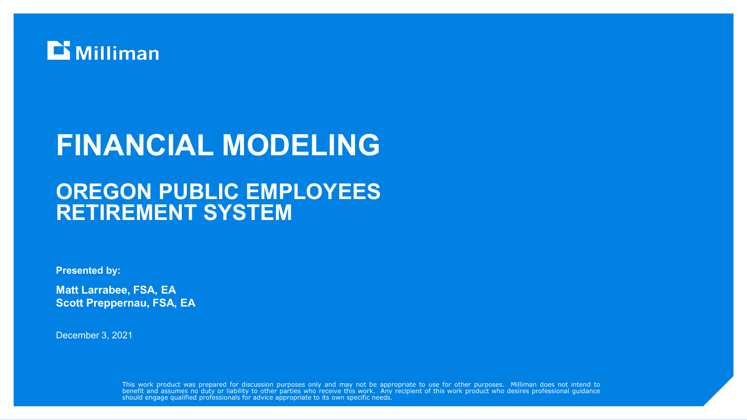Milliman

# FINANCIAL MODELING

## OREGON PUBLIC EMPLOYEES RETIREMENT SYSTEM

**Presented by:**

**Matt Larrabee, FSA, EA**
**Scott Preppernau, FSA, EA**

December 3, 2021

This work product was prepared for discussion purposes only and may not be appropriate to use for other purposes. Milliman does not intend to benefit and assumes no duty or liability to other parties who receive this work. Any recipient of this work product who desires professional guidance should engage qualified professionals for advice appropriate to its own specific needs.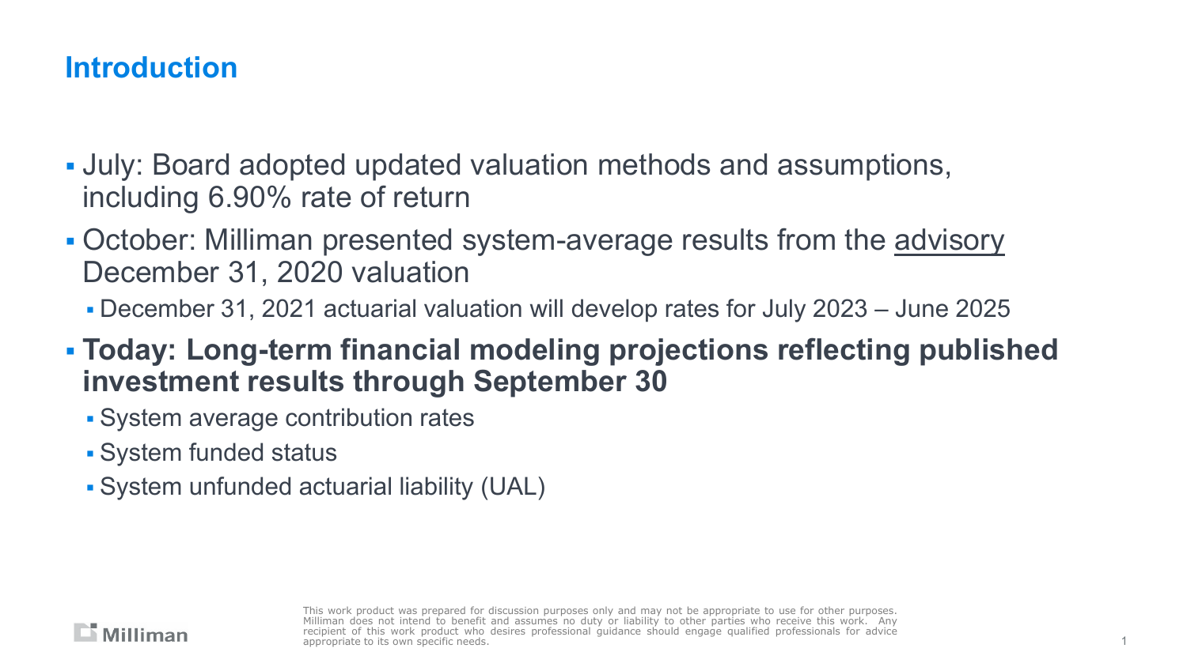## Introduction

- July: Board adopted updated valuation methods and assumptions, including 6.90% rate of return
- October: Milliman presented system-average results from the advisory December 31, 2020 valuation
  - December 31, 2021 actuarial valuation will develop rates for July 2023 – June 2025
- **Today: Long-term financial modeling projections reflecting published investment results through September 30**
  - System average contribution rates
  - System funded status
  - System unfunded actuarial liability (UAL)

This work product was prepared for discussion purposes only and may not be appropriate to use for other purposes. Milliman does not intend to benefit and assumes no duty or liability to other parties who receive this work. Any recipient of this work product who desires professional guidance should engage qualified professionals for advice appropriate to its own specific needs.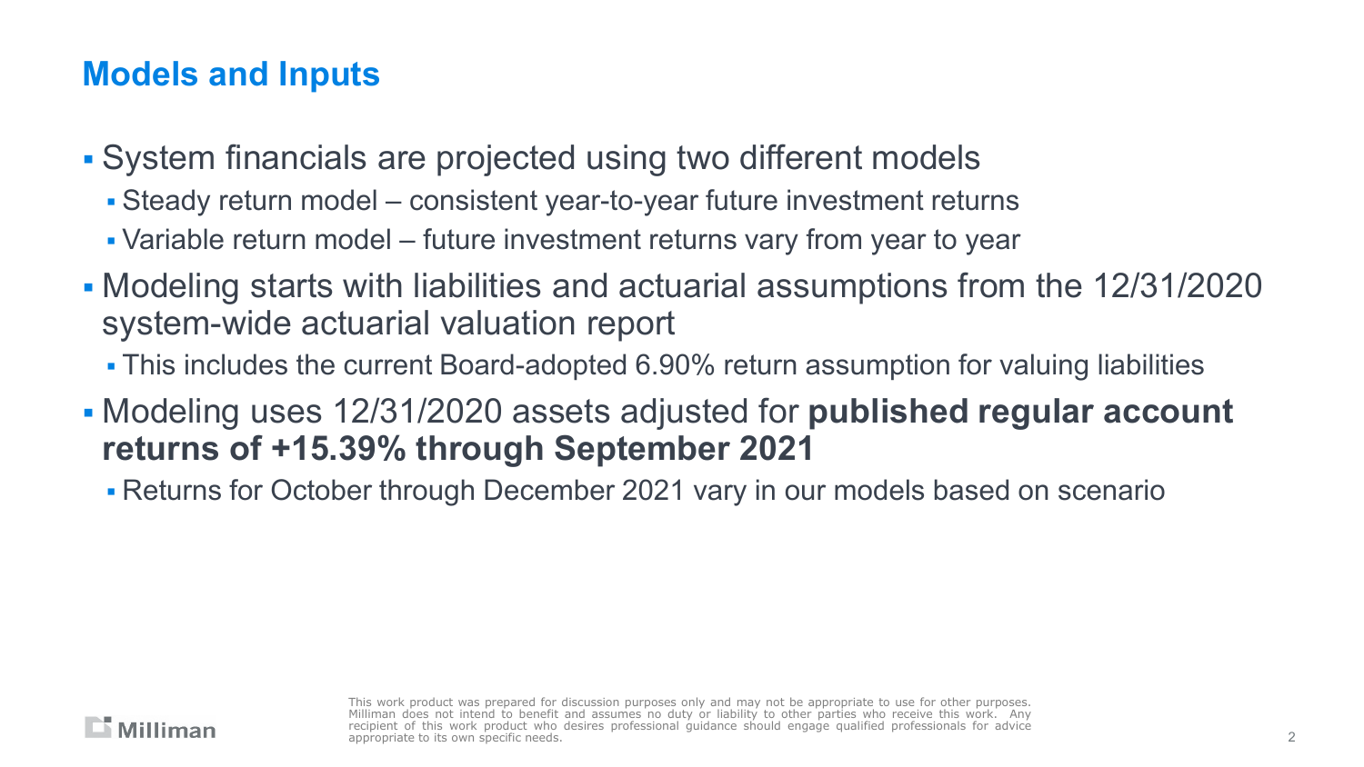## Models and Inputs

- System financials are projected using two different models
  - Steady return model – consistent year-to-year future investment returns
  - Variable return model – future investment returns vary from year to year
- Modeling starts with liabilities and actuarial assumptions from the 12/31/2020 system-wide actuarial valuation report
  - This includes the current Board-adopted 6.90% return assumption for valuing liabilities
- Modeling uses 12/31/2020 assets adjusted for **published regular account returns of +15.39% through September 2021**
  - Returns for October through December 2021 vary in our models based on scenario

This work product was prepared for discussion purposes only and may not be appropriate to use for other purposes. Milliman does not intend to benefit and assumes no duty or liability to other parties who receive this work. Any recipient of this work product who desires professional guidance should engage qualified professionals for advice appropriate to its own specific needs.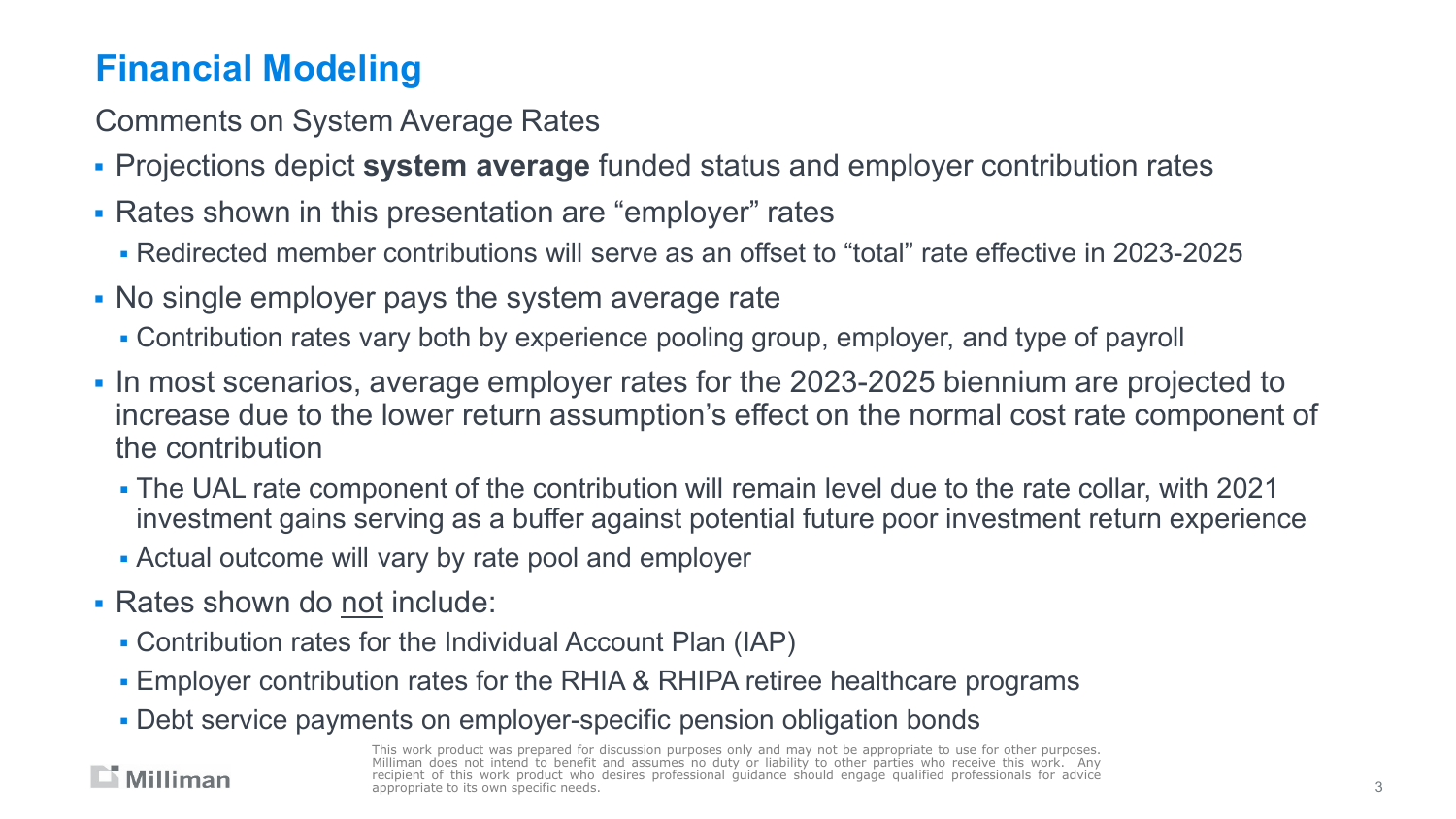# Financial Modeling

Comments on System Average Rates

- Projections depict **system average** funded status and employer contribution rates
- Rates shown in this presentation are "employer" rates
  - Redirected member contributions will serve as an offset to "total" rate effective in 2023-2025
- No single employer pays the system average rate
  - Contribution rates vary both by experience pooling group, employer, and type of payroll
- In most scenarios, average employer rates for the 2023-2025 biennium are projected to increase due to the lower return assumption's effect on the normal cost rate component of the contribution
  - The UAL rate component of the contribution will remain level due to the rate collar, with 2021 investment gains serving as a buffer against potential future poor investment return experience
  - Actual outcome will vary by rate pool and employer
- Rates shown do <u>not</u> include:
  - Contribution rates for the Individual Account Plan (IAP)
  - Employer contribution rates for the RHIA & RHIPA retiree healthcare programs
  - Debt service payments on employer-specific pension obligation bonds

This work product was prepared for discussion purposes only and may not be appropriate to use for other purposes. Milliman does not intend to benefit and assumes no duty or liability to other parties who receive this work. Any recipient of this work product who desires professional guidance should engage qualified professionals for advice appropriate to its own specific needs.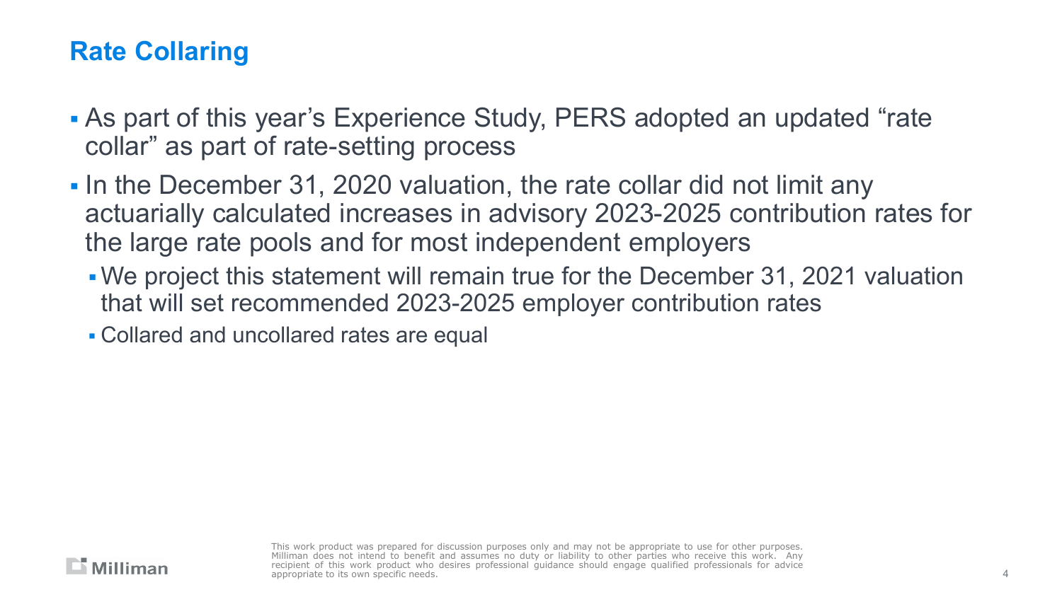## Rate Collaring

- As part of this year’s Experience Study, PERS adopted an updated “rate collar” as part of rate-setting process
- In the December 31, 2020 valuation, the rate collar did not limit any actuarially calculated increases in advisory 2023-2025 contribution rates for the large rate pools and for most independent employers
  - We project this statement will remain true for the December 31, 2021 valuation that will set recommended 2023-2025 employer contribution rates
  - Collared and uncollared rates are equal

This work product was prepared for discussion purposes only and may not be appropriate to use for other purposes. Milliman does not intend to benefit and assumes no duty or liability to other parties who receive this work. Any recipient of this work product who desires professional guidance should engage qualified professionals for advice appropriate to its own specific needs.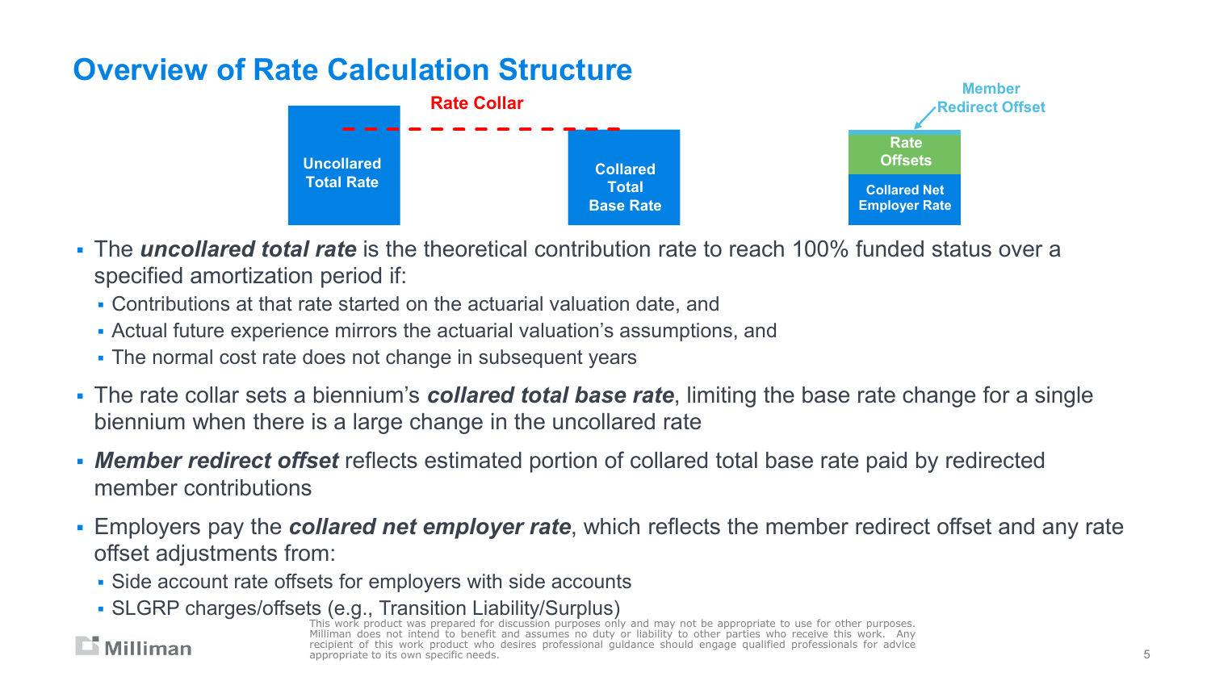# Overview of Rate Calculation Structure

Rate Collar

Uncollared Total Rate

Collared Total Base Rate

Member Redirect Offset

Rate Offsets

Collared Net Employer Rate

- The ***uncollared total rate*** is the theoretical contribution rate to reach 100% funded status over a specified amortization period if:
  - Contributions at that rate started on the actuarial valuation date, and
  - Actual future experience mirrors the actuarial valuation's assumptions, and
  - The normal cost rate does not change in subsequent years
- The rate collar sets a biennium's ***collared total base rate***, limiting the base rate change for a single biennium when there is a large change in the uncollared rate
- ***Member redirect offset*** reflects estimated portion of collared total base rate paid by redirected member contributions
- Employers pay the ***collared net employer rate***, which reflects the member redirect offset and any rate offset adjustments from:
  - Side account rate offsets for employers with side accounts
  - SLGRP charges/offsets (e.g., Transition Liability/Surplus)

This work product was prepared for discussion purposes only and may not be appropriate to use for other purposes. Milliman does not intend to benefit and assumes no duty or liability to other parties who receive this work. Any recipient of this work product who desires professional guidance should engage qualified professionals for advice appropriate to its own specific needs.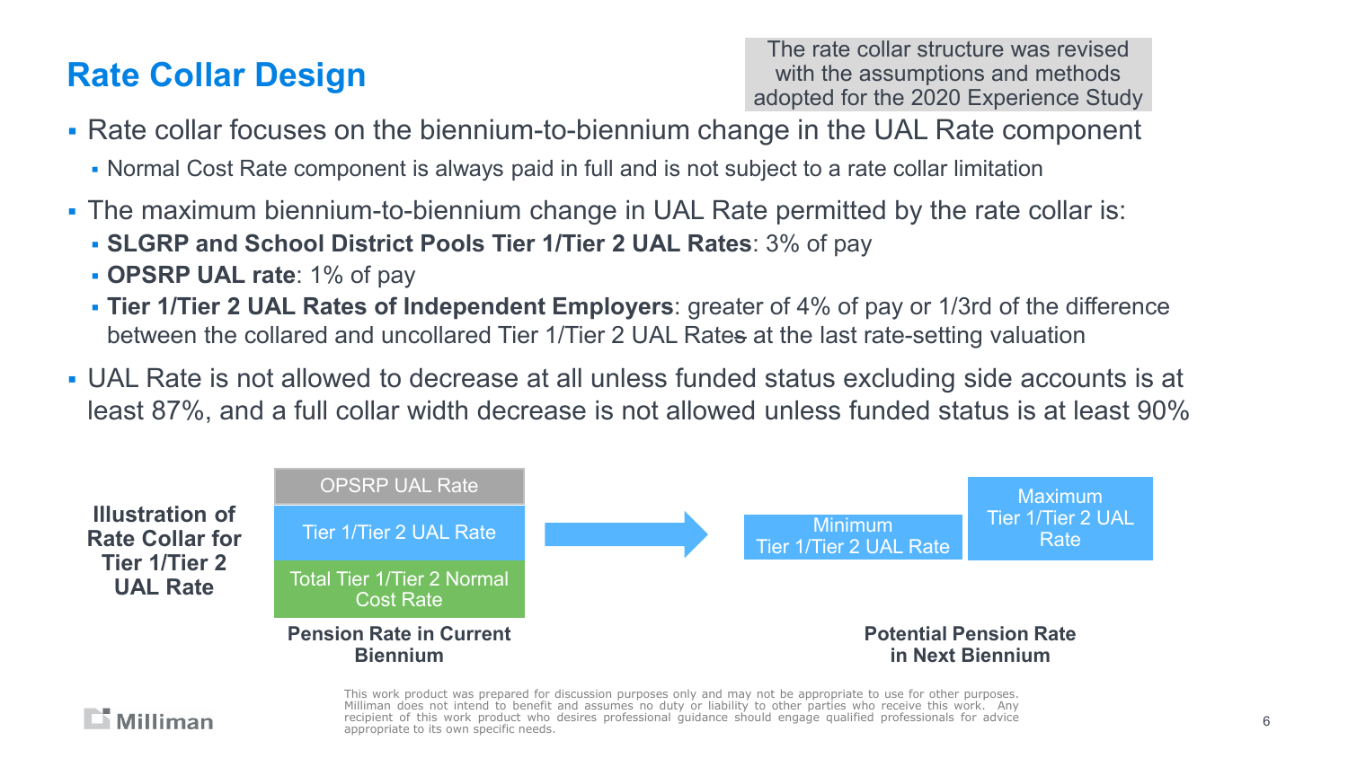## Rate Collar Design

The rate collar structure was revised with the assumptions and methods adopted for the 2020 Experience Study

- Rate collar focuses on the biennium-to-biennium change in the UAL Rate component
  - Normal Cost Rate component is always paid in full and is not subject to a rate collar limitation
- The maximum biennium-to-biennium change in UAL Rate permitted by the rate collar is:
  - **SLGRP and School District Pools Tier 1/Tier 2 UAL Rates**: 3% of pay
  - **OPSRP UAL rate**: 1% of pay
  - **Tier 1/Tier 2 UAL Rates of Independent Employers**: greater of 4% of pay or 1/3rd of the difference between the collared and uncollared Tier 1/Tier 2 UAL Rates at the last rate-setting valuation
- UAL Rate is not allowed to decrease at all unless funded status excluding side accounts is at least 87%, and a full collar width decrease is not allowed unless funded status is at least 90%

**Illustration of Rate Collar for Tier 1/Tier 2 UAL Rate**

| Pension Rate in Current Biennium | | Potential Pension Rate in Next Biennium | |
|---|---|---|---|
| OPSRP UAL Rate | → | Minimum Tier 1/Tier 2 UAL Rate | Maximum Tier 1/Tier 2 UAL Rate |
| Tier 1/Tier 2 UAL Rate | | | |
| Total Tier 1/Tier 2 Normal Cost Rate | | | |

This work product was prepared for discussion purposes only and may not be appropriate to use for other purposes. Milliman does not intend to benefit and assumes no duty or liability to other parties who receive this work. Any recipient of this work product who desires professional guidance should engage qualified professionals for advice appropriate to its own specific needs.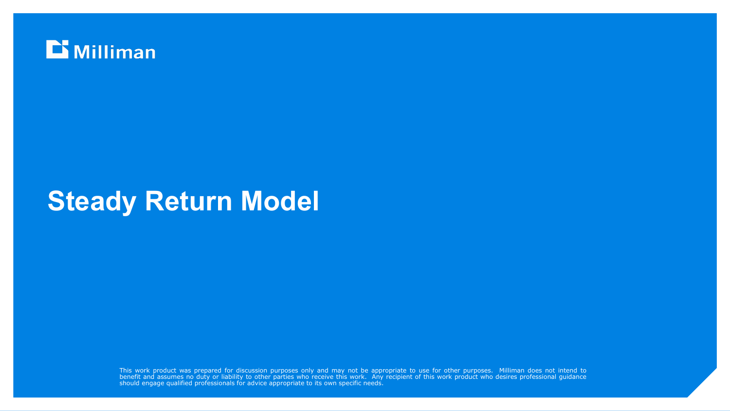Milliman

# Steady Return Model

This work product was prepared for discussion purposes only and may not be appropriate to use for other purposes. Milliman does not intend to benefit and assumes no duty or liability to other parties who receive this work. Any recipient of this work product who desires professional guidance should engage qualified professionals for advice appropriate to its own specific needs.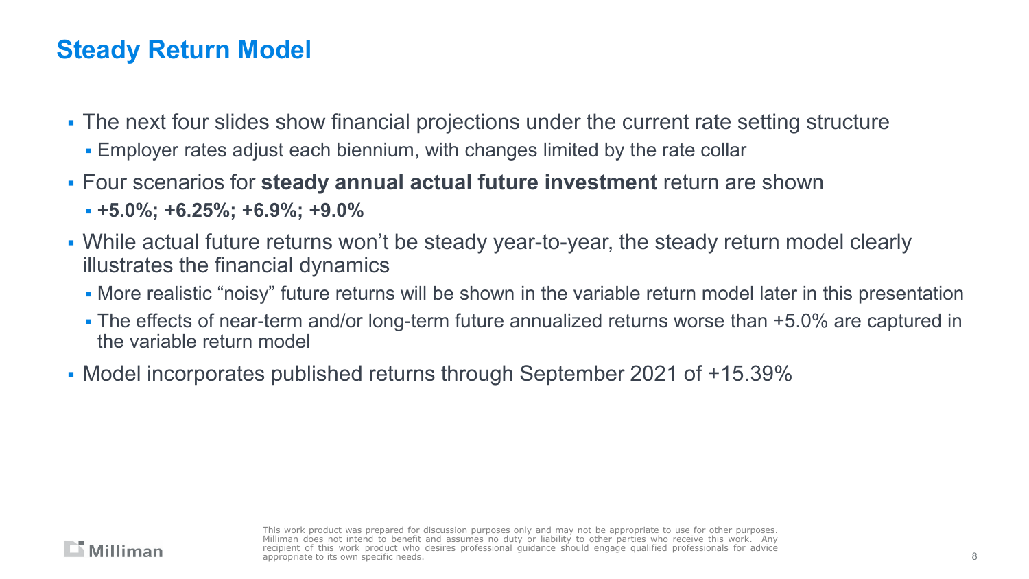# Steady Return Model

- The next four slides show financial projections under the current rate setting structure
  - Employer rates adjust each biennium, with changes limited by the rate collar
- Four scenarios for **steady annual actual future investment** return are shown
  - **+5.0%; +6.25%; +6.9%; +9.0%**
- While actual future returns won't be steady year-to-year, the steady return model clearly illustrates the financial dynamics
  - More realistic "noisy" future returns will be shown in the variable return model later in this presentation
  - The effects of near-term and/or long-term future annualized returns worse than +5.0% are captured in the variable return model
- Model incorporates published returns through September 2021 of +15.39%

This work product was prepared for discussion purposes only and may not be appropriate to use for other purposes. Milliman does not intend to benefit and assumes no duty or liability to other parties who receive this work. Any recipient of this work product who desires professional guidance should engage qualified professionals for advice appropriate to its own specific needs.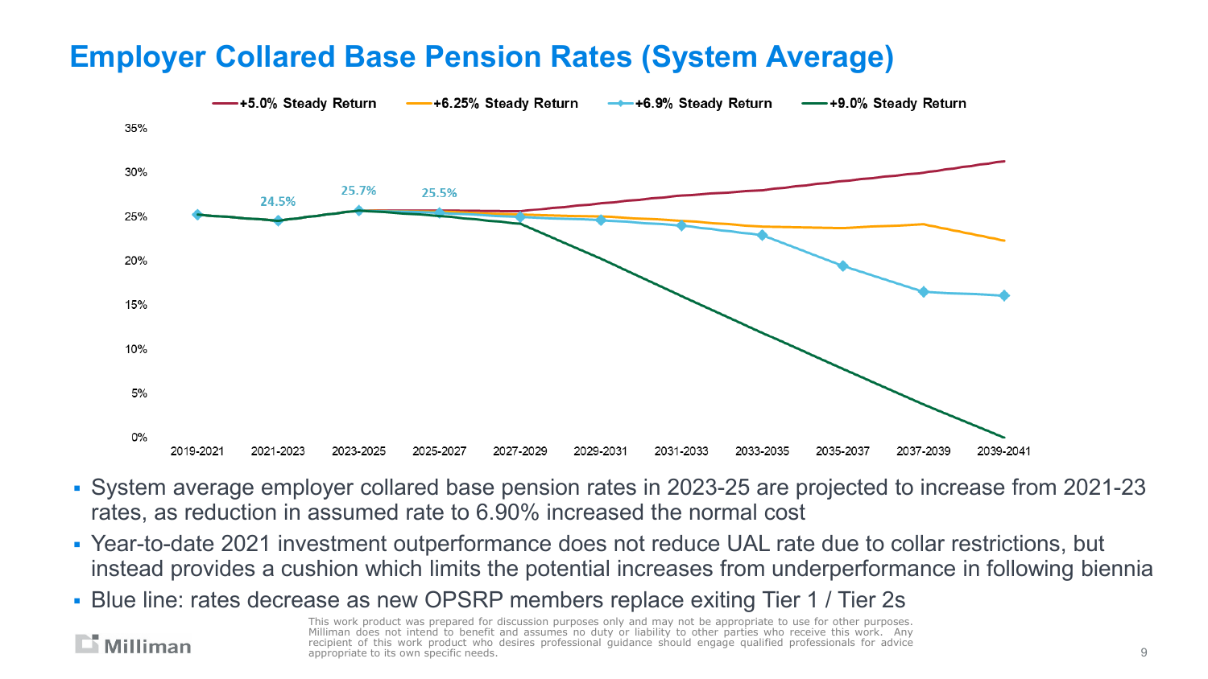# Employer Collared Base Pension Rates (System Average)

+5.0% Steady Return | +6.25% Steady Return | +6.9% Steady Return | +9.0% Steady Return

35%
30%
25%
20%
15%
10%
5%
0%

24.5% | 25.7% | 25.5%

2019-2021 | 2021-2023 | 2023-2025 | 2025-2027 | 2027-2029 | 2029-2031 | 2031-2033 | 2033-2035 | 2035-2037 | 2037-2039 | 2039-2041

- System average employer collared base pension rates in 2023-25 are projected to increase from 2021-23 rates, as reduction in assumed rate to 6.90% increased the normal cost
- Year-to-date 2021 investment outperformance does not reduce UAL rate due to collar restrictions, but instead provides a cushion which limits the potential increases from underperformance in following biennia
- Blue line: rates decrease as new OPSRP members replace exiting Tier 1 / Tier 2s

Milliman

This work product was prepared for discussion purposes only and may not be appropriate to use for other purposes. Milliman does not intend to benefit and assumes no duty or liability to other parties who receive this work. Any recipient of this work product who desires professional guidance should engage qualified professionals for advice appropriate to its own specific needs.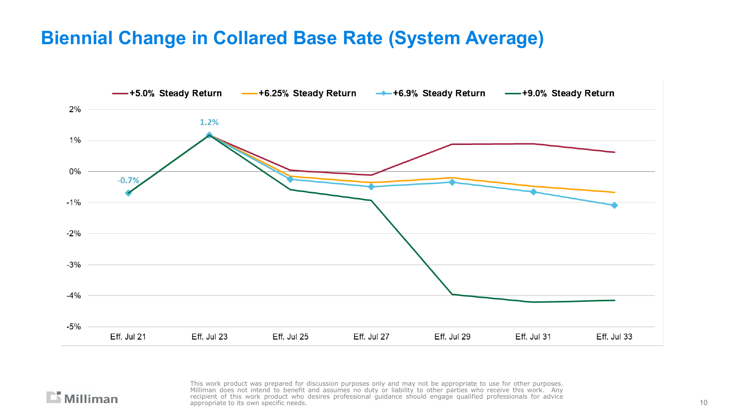# Biennial Change in Collared Base Rate (System Average)

+5.0% Steady Return | +6.25% Steady Return | +6.9% Steady Return | +9.0% Steady Return

2%
1%
0%
-1%
-2%
-3%
-4%
-5%

1.2%

-0.7%

Eff. Jul 21 | Eff. Jul 23 | Eff. Jul 25 | Eff. Jul 27 | Eff. Jul 29 | Eff. Jul 31 | Eff. Jul 33

This work product was prepared for discussion purposes only and may not be appropriate to use for other purposes. Milliman does not intend to benefit and assumes no duty or liability to other parties who receive this work. Any recipient of this work product who desires professional guidance should engage qualified professionals for advice appropriate to its own specific needs.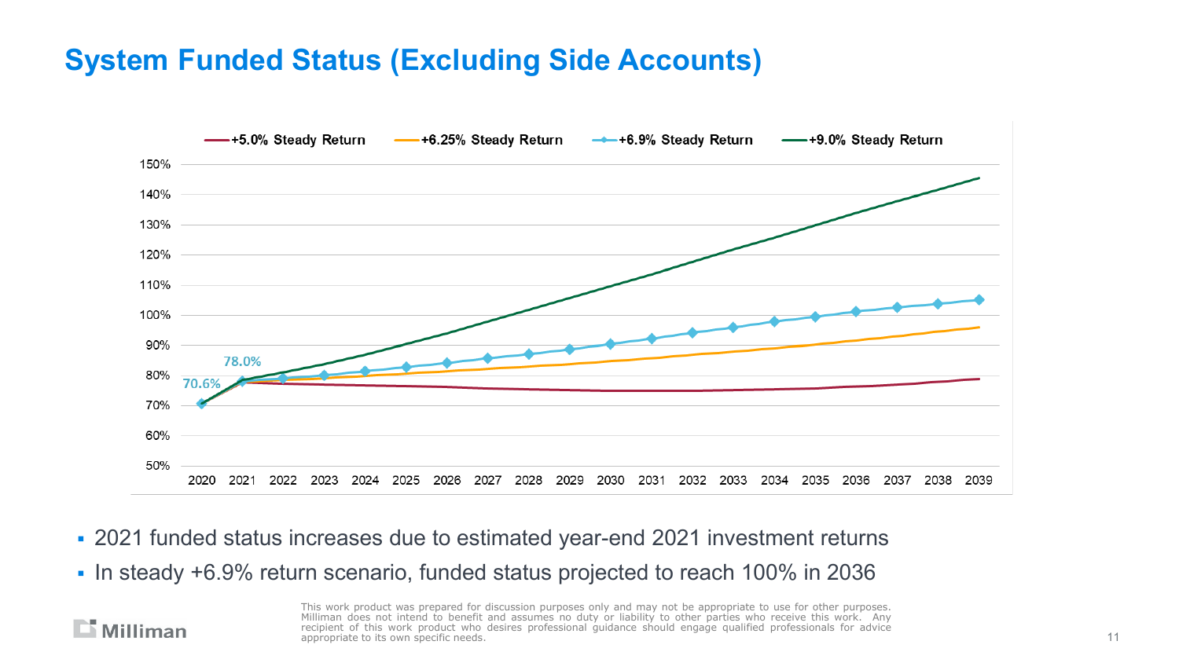# System Funded Status (Excluding Side Accounts)

- 2021 funded status increases due to estimated year-end 2021 investment returns
- In steady +6.9% return scenario, funded status projected to reach 100% in 2036

This work product was prepared for discussion purposes only and may not be appropriate to use for other purposes. Milliman does not intend to benefit and assumes no duty or liability to other parties who receive this work. Any recipient of this work product who desires professional guidance should engage qualified professionals for advice appropriate to its own specific needs.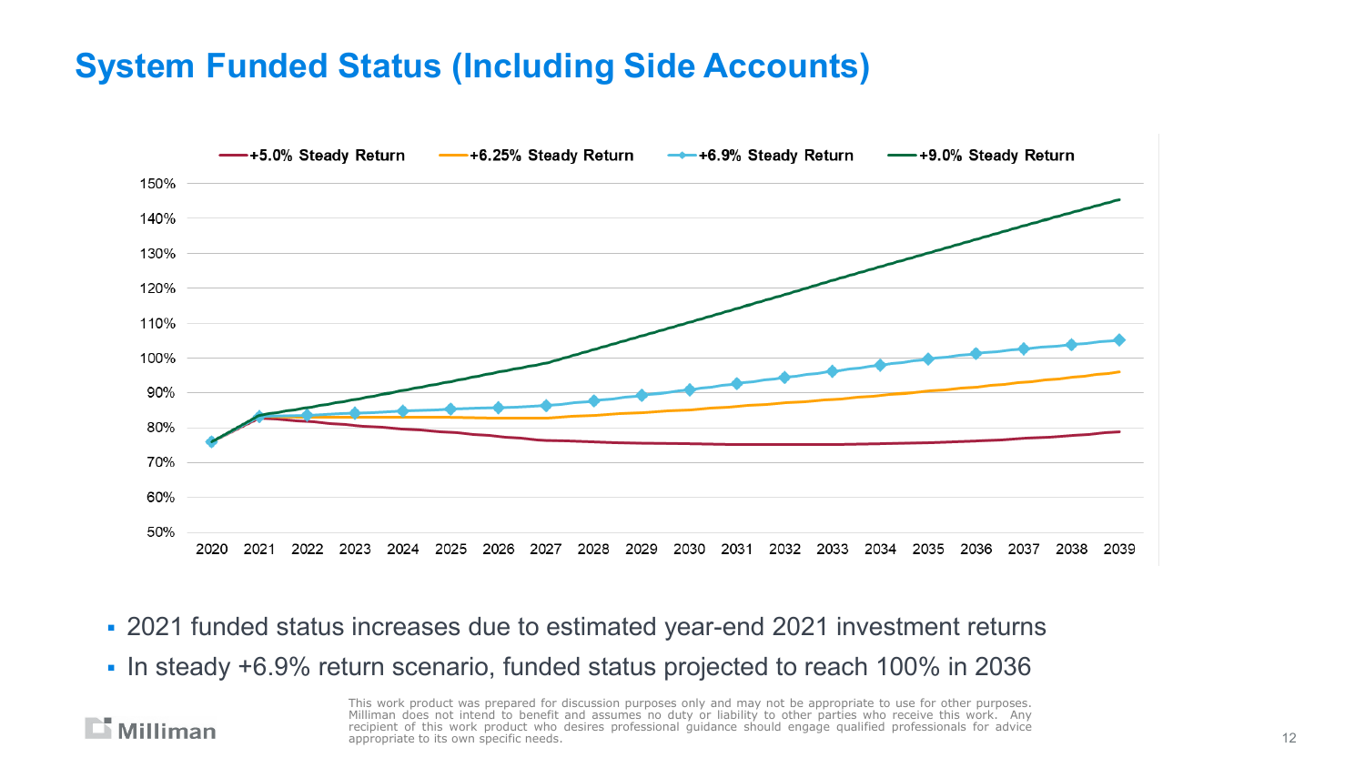# System Funded Status (Including Side Accounts)

- 2021 funded status increases due to estimated year-end 2021 investment returns
- In steady +6.9% return scenario, funded status projected to reach 100% in 2036

This work product was prepared for discussion purposes only and may not be appropriate to use for other purposes. Milliman does not intend to benefit and assumes no duty or liability to other parties who receive this work. Any recipient of this work product who desires professional guidance should engage qualified professionals for advice appropriate to its own specific needs.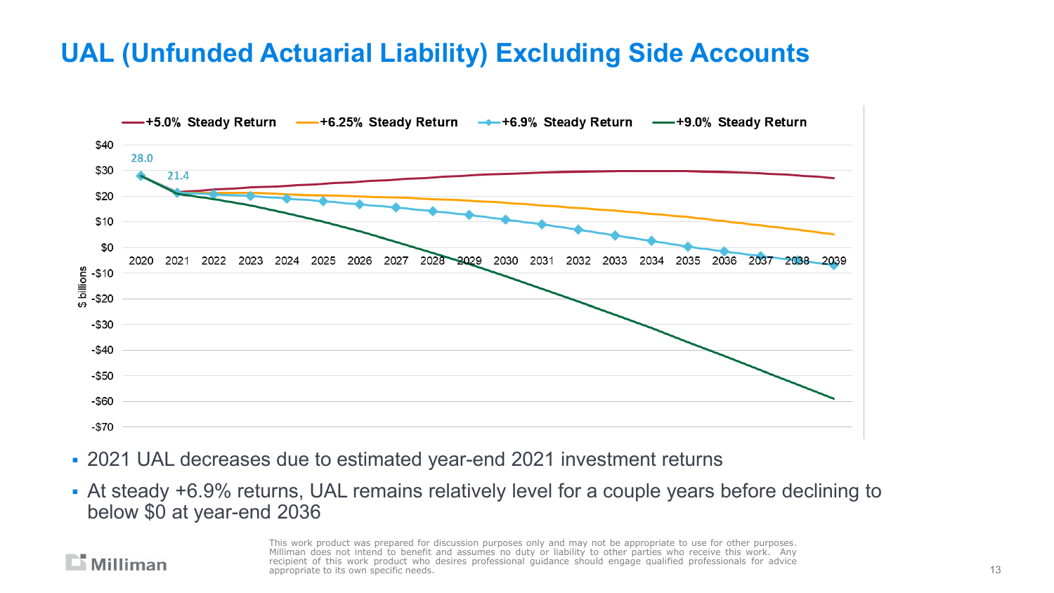# UAL (Unfunded Actuarial Liability) Excluding Side Accounts

- 2021 UAL decreases due to estimated year-end 2021 investment returns
- At steady +6.9% returns, UAL remains relatively level for a couple years before declining to below $0 at year-end 2036

This work product was prepared for discussion purposes only and may not be appropriate to use for other purposes. Milliman does not intend to benefit and assumes no duty or liability to other parties who receive this work. Any recipient of this work product who desires professional guidance should engage qualified professionals for advice appropriate to its own specific needs.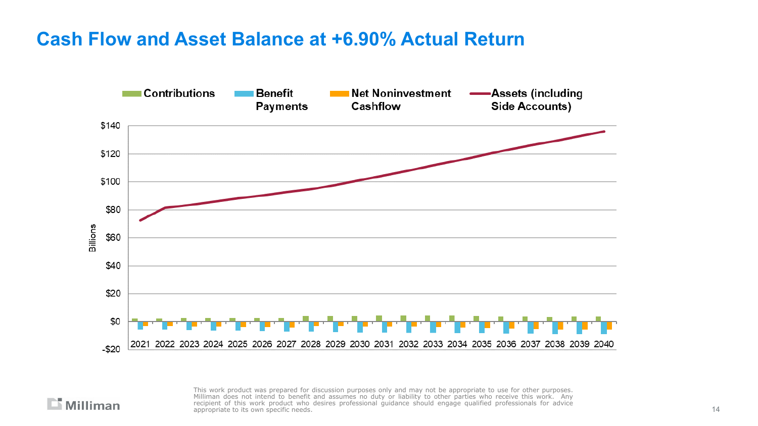# Cash Flow and Asset Balance at +6.90% Actual Return

Contributions | Benefit Payments | Net Noninvestment Cashflow | Assets (including Side Accounts)

Billions

$140
$120
$100
$80
$60
$40
$20
$0
-$20

2021 2022 2023 2024 2025 2026 2027 2028 2029 2030 2031 2032 2033 2034 2035 2036 2037 2038 2039 2040

This work product was prepared for discussion purposes only and may not be appropriate to use for other purposes. Milliman does not intend to benefit and assumes no duty or liability to other parties who receive this work. Any recipient of this work product who desires professional guidance should engage qualified professionals for advice appropriate to its own specific needs.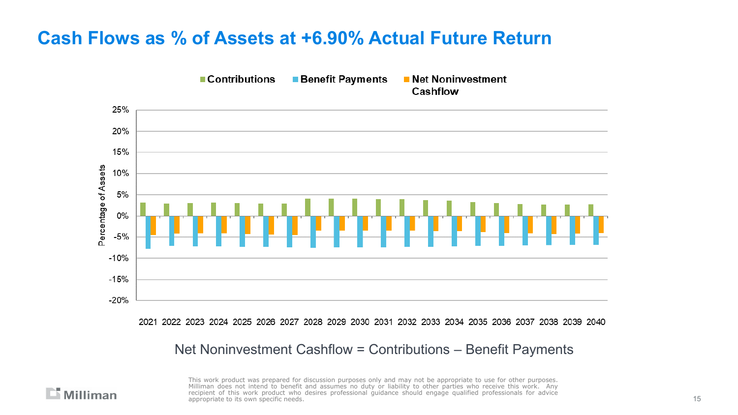# Cash Flows as % of Assets at +6.90% Actual Future Return

Contributions | Benefit Payments | Net Noninvestment Cashflow

Percentage of Assets

25%
20%
15%
10%
5%
0%
-5%
-10%
-15%
-20%

2021 2022 2023 2024 2025 2026 2027 2028 2029 2030 2031 2032 2033 2034 2035 2036 2037 2038 2039 2040

Net Noninvestment Cashflow = Contributions – Benefit Payments

This work product was prepared for discussion purposes only and may not be appropriate to use for other purposes. Milliman does not intend to benefit and assumes no duty or liability to other parties who receive this work. Any recipient of this work product who desires professional guidance should engage qualified professionals for advice appropriate to its own specific needs.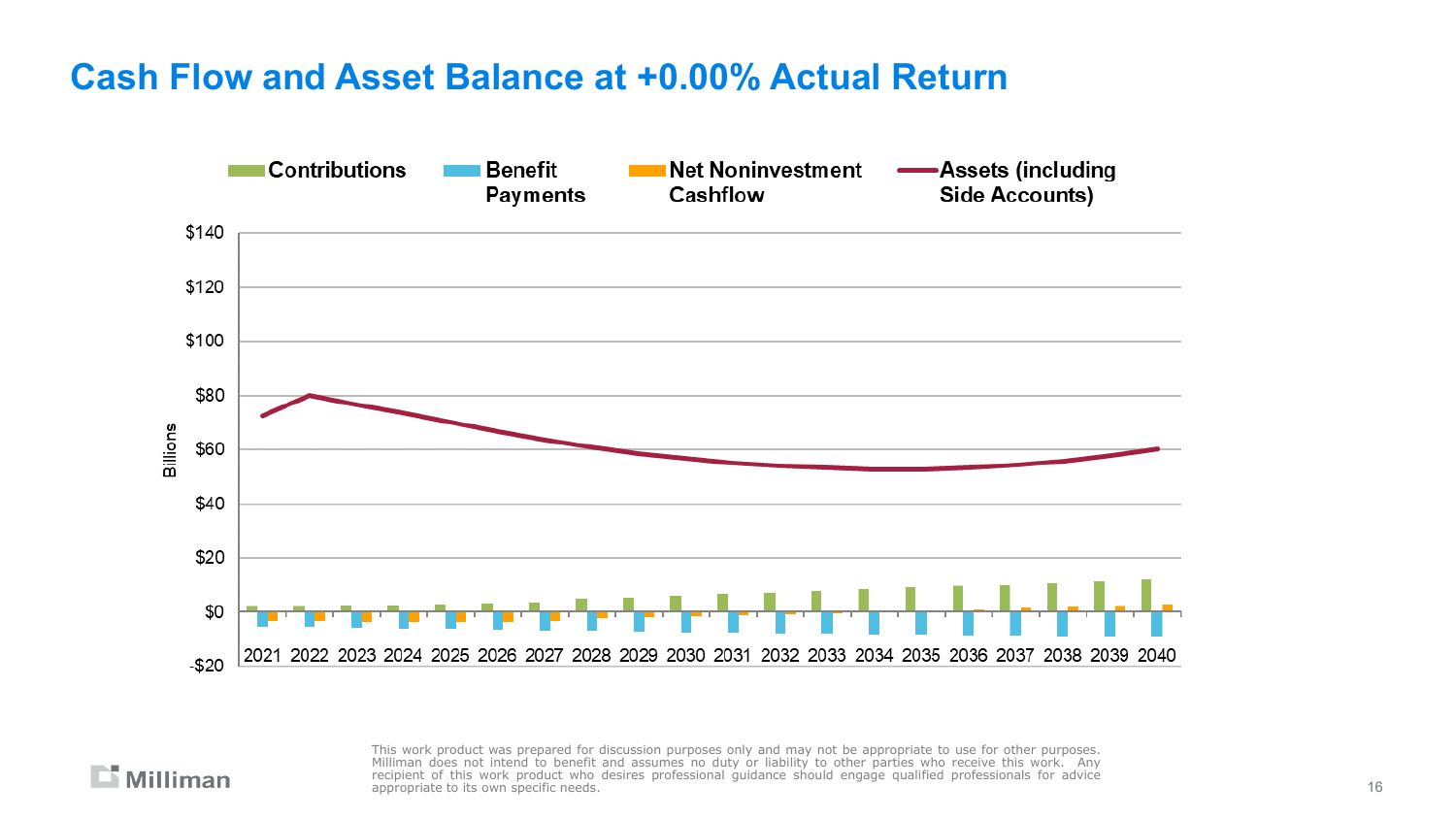# Cash Flow and Asset Balance at +0.00% Actual Return

Contributions | Benefit Payments | Net Noninvestment Cashflow | Assets (including Side Accounts)

Billions

$140, $120, $100, $80, $60, $40, $20, $0, -$20

2021 2022 2023 2024 2025 2026 2027 2028 2029 2030 2031 2032 2033 2034 2035 2036 2037 2038 2039 2040

This work product was prepared for discussion purposes only and may not be appropriate to use for other purposes. Milliman does not intend to benefit and assumes no duty or liability to other parties who receive this work. Any recipient of this work product who desires professional guidance should engage qualified professionals for advice appropriate to its own specific needs.

Milliman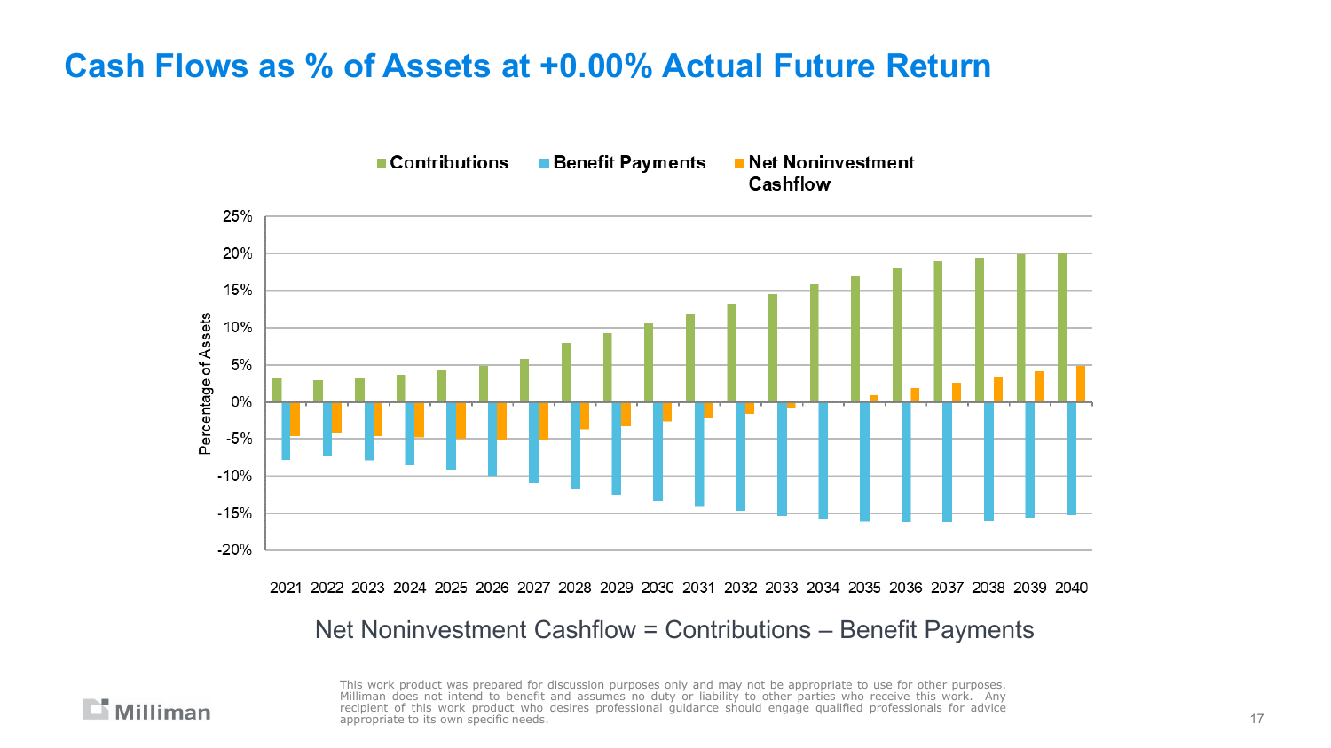# Cash Flows as % of Assets at +0.00% Actual Future Return

Net Noninvestment Cashflow = Contributions – Benefit Payments

This work product was prepared for discussion purposes only and may not be appropriate to use for other purposes. Milliman does not intend to benefit and assumes no duty or liability to other parties who receive this work. Any recipient of this work product who desires professional guidance should engage qualified professionals for advice appropriate to its own specific needs.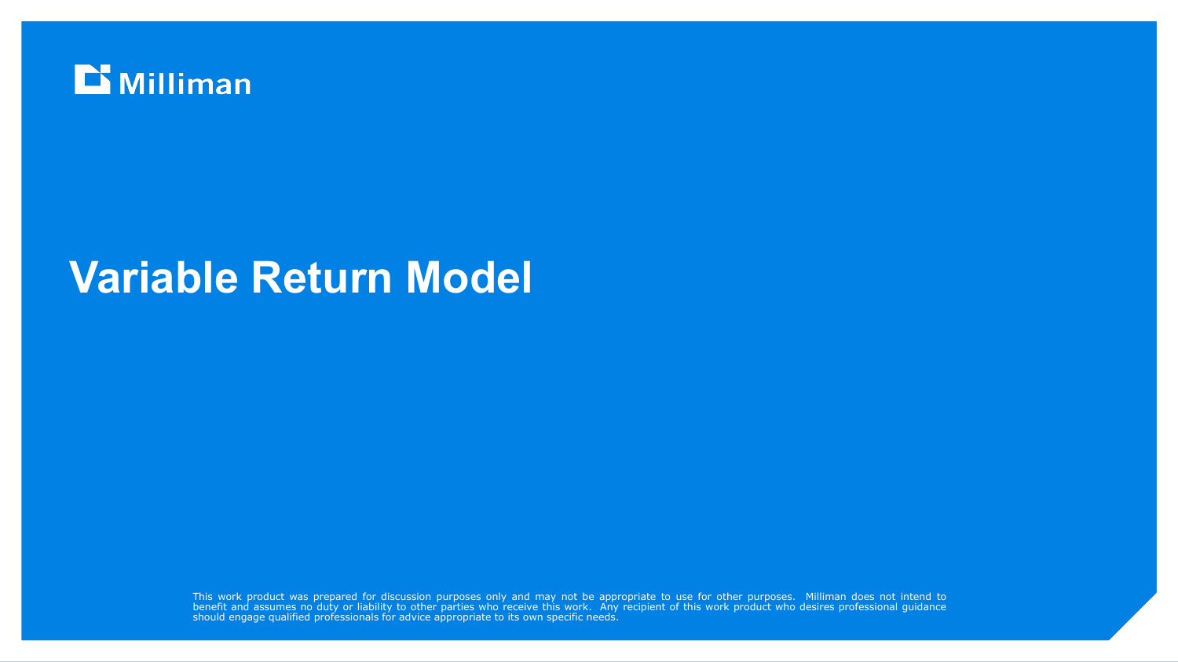Milliman

# Variable Return Model

This work product was prepared for discussion purposes only and may not be appropriate to use for other purposes. Milliman does not intend to benefit and assumes no duty or liability to other parties who receive this work. Any recipient of this work product who desires professional guidance should engage qualified professionals for advice appropriate to its own specific needs.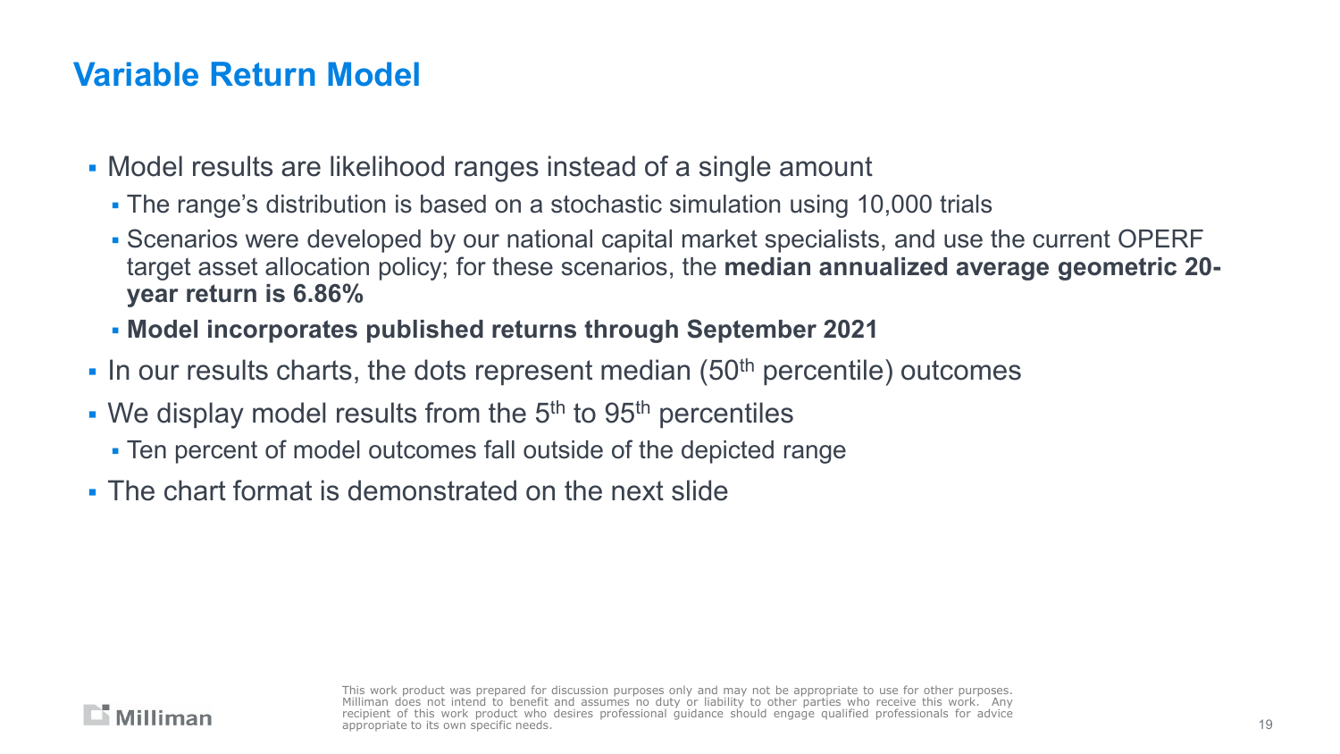# Variable Return Model

- Model results are likelihood ranges instead of a single amount
  - The range's distribution is based on a stochastic simulation using 10,000 trials
  - Scenarios were developed by our national capital market specialists, and use the current OPERF target asset allocation policy; for these scenarios, the **median annualized average geometric 20-year return is 6.86%**
  - **Model incorporates published returns through September 2021**
- In our results charts, the dots represent median (50th percentile) outcomes
- We display model results from the 5th to 95th percentiles
  - Ten percent of model outcomes fall outside of the depicted range
- The chart format is demonstrated on the next slide

This work product was prepared for discussion purposes only and may not be appropriate to use for other purposes. Milliman does not intend to benefit and assumes no duty or liability to other parties who receive this work. Any recipient of this work product who desires professional guidance should engage qualified professionals for advice appropriate to its own specific needs.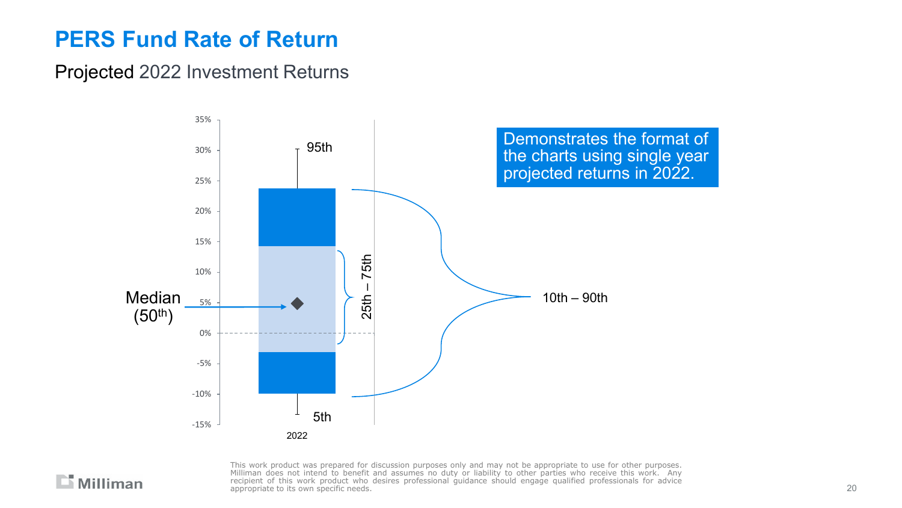# PERS Fund Rate of Return

## Projected 2022 Investment Returns

35%
30%
25%
20%
15%
10%
5%
0%
-5%
-10%
-15%

95th

Median (50th)

25th – 75th

10th – 90th

5th

2022

Demonstrates the format of the charts using single year projected returns in 2022.

This work product was prepared for discussion purposes only and may not be appropriate to use for other purposes. Milliman does not intend to benefit and assumes no duty or liability to other parties who receive this work. Any recipient of this work product who desires professional guidance should engage qualified professionals for advice appropriate to its own specific needs.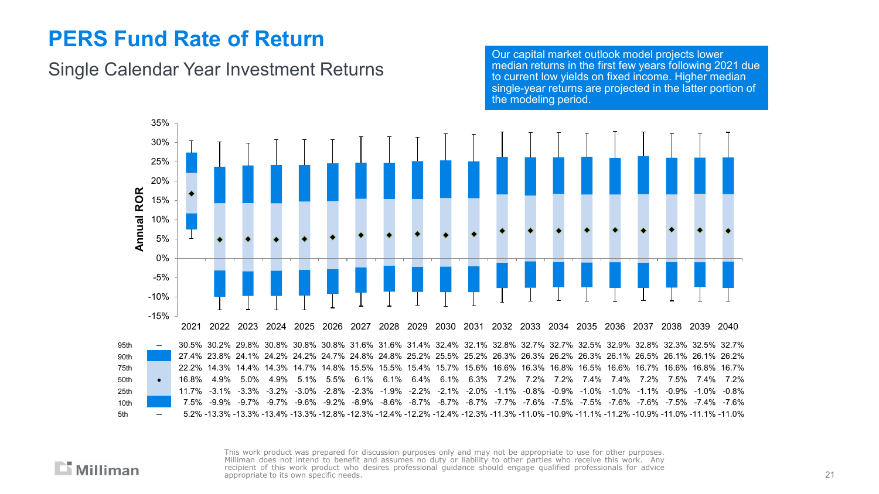# PERS Fund Rate of Return

## Single Calendar Year Investment Returns

Our capital market outlook model projects lower median returns in the first few years following 2021 due to current low yields on fixed income. Higher median single-year returns are projected in the latter portion of the modeling period.

| | 2021 | 2022 | 2023 | 2024 | 2025 | 2026 | 2027 | 2028 | 2029 | 2030 | 2031 | 2032 | 2033 | 2034 | 2035 | 2036 | 2037 | 2038 | 2039 | 2040 |
|---|---|---|---|---|---|---|---|---|---|---|---|---|---|---|---|---|---|---|---|---|
| 95th | 30.5% | 30.2% | 29.8% | 30.8% | 30.8% | 30.8% | 31.6% | 31.6% | 31.4% | 32.4% | 32.1% | 32.8% | 32.7% | 32.7% | 32.5% | 32.9% | 32.8% | 32.3% | 32.5% | 32.7% |
| 90th | 27.4% | 23.8% | 24.1% | 24.2% | 24.2% | 24.7% | 24.8% | 24.8% | 25.2% | 25.5% | 25.2% | 26.3% | 26.3% | 26.2% | 26.3% | 26.1% | 26.5% | 26.1% | 26.1% | 26.2% |
| 75th | 22.2% | 14.3% | 14.4% | 14.3% | 14.7% | 14.8% | 15.5% | 15.5% | 15.4% | 15.7% | 15.6% | 16.6% | 16.3% | 16.8% | 16.5% | 16.6% | 16.7% | 16.6% | 16.8% | 16.7% |
| 50th | 16.8% | 4.9% | 5.0% | 4.9% | 5.1% | 5.5% | 6.1% | 6.1% | 6.4% | 6.1% | 6.3% | 7.2% | 7.2% | 7.2% | 7.4% | 7.4% | 7.2% | 7.5% | 7.4% | 7.2% |
| 25th | 11.7% | -3.1% | -3.3% | -3.2% | -3.0% | -2.8% | -2.3% | -1.9% | -2.2% | -2.1% | -2.0% | -1.1% | -0.8% | -0.9% | -1.0% | -1.0% | -1.1% | -0.9% | -1.0% | -0.8% |
| 10th | 7.5% | -9.9% | -9.7% | -9.7% | -9.6% | -9.2% | -8.9% | -8.6% | -8.7% | -8.7% | -8.7% | -7.7% | -7.6% | -7.5% | -7.5% | -7.6% | -7.6% | -7.5% | -7.4% | -7.6% |
| 5th | 5.2% | -13.3% | -13.3% | -13.4% | -13.3% | -12.8% | -12.3% | -12.4% | -12.2% | -12.4% | -12.3% | -11.3% | -11.0% | -10.9% | -11.1% | -11.2% | -10.9% | -11.0% | -11.1% | -11.0% |

This work product was prepared for discussion purposes only and may not be appropriate to use for other purposes. Milliman does not intend to benefit and assumes no duty or liability to other parties who receive this work. Any recipient of this work product who desires professional guidance should engage qualified professionals for advice appropriate to its own specific needs.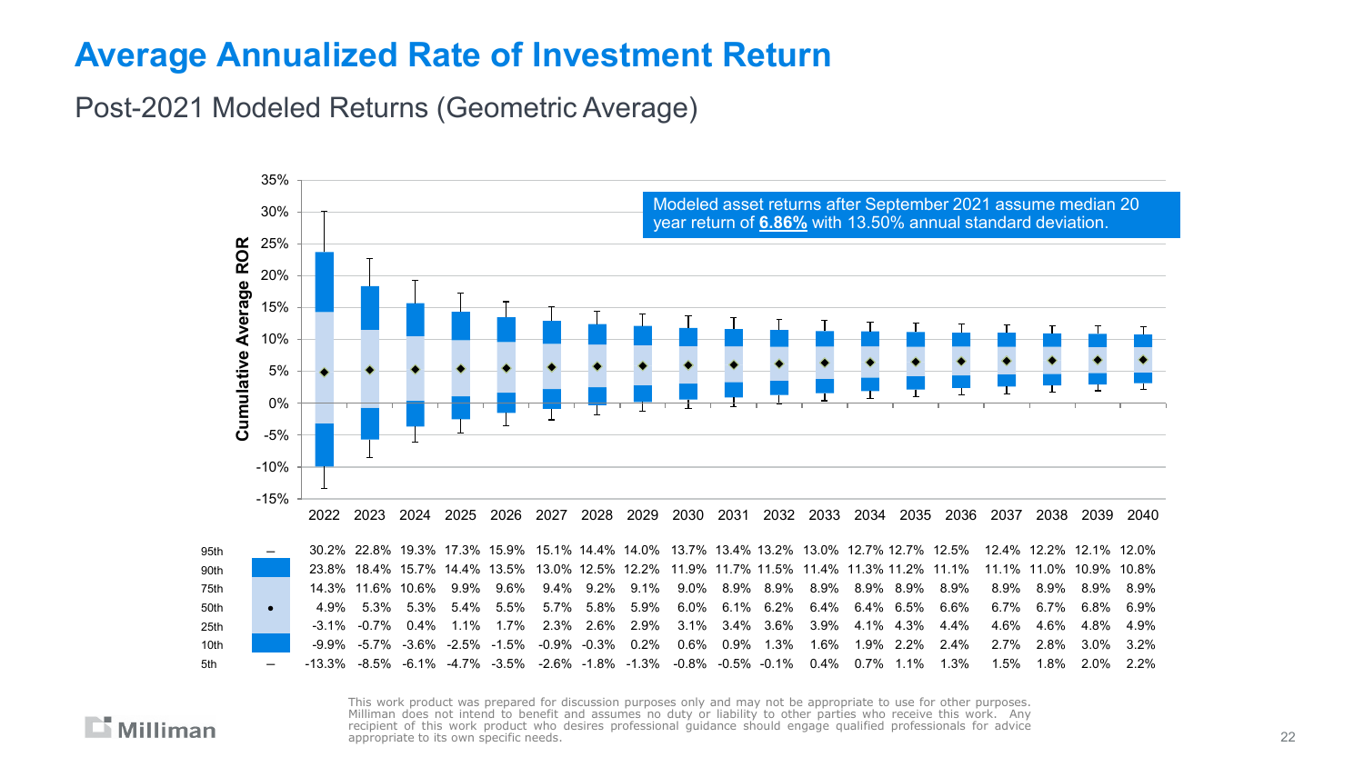# Average Annualized Rate of Investment Return

## Post-2021 Modeled Returns (Geometric Average)

Modeled asset returns after September 2021 assume median 20 year return of **6.86%** with 13.50% annual standard deviation.

| | 2022 | 2023 | 2024 | 2025 | 2026 | 2027 | 2028 | 2029 | 2030 | 2031 | 2032 | 2033 | 2034 | 2035 | 2036 | 2037 | 2038 | 2039 | 2040 |
|---|---|---|---|---|---|---|---|---|---|---|---|---|---|---|---|---|---|---|---|
| 95th | 30.2% | 22.8% | 19.3% | 17.3% | 15.9% | 15.1% | 14.4% | 14.0% | 13.7% | 13.4% | 13.2% | 13.0% | 12.7% | 12.7% | 12.5% | 12.4% | 12.2% | 12.1% | 12.0% |
| 90th | 23.8% | 18.4% | 15.7% | 14.4% | 13.5% | 13.0% | 12.5% | 12.2% | 11.9% | 11.7% | 11.5% | 11.4% | 11.3% | 11.2% | 11.1% | 11.1% | 11.0% | 10.9% | 10.8% |
| 75th | 14.3% | 11.6% | 10.6% | 9.9% | 9.6% | 9.4% | 9.2% | 9.1% | 9.0% | 8.9% | 8.9% | 8.9% | 8.9% | 8.9% | 8.9% | 8.9% | 8.9% | 8.9% | 8.9% |
| 50th | 4.9% | 5.3% | 5.3% | 5.4% | 5.5% | 5.7% | 5.8% | 5.9% | 6.0% | 6.1% | 6.2% | 6.4% | 6.4% | 6.5% | 6.6% | 6.7% | 6.7% | 6.8% | 6.9% |
| 25th | -3.1% | -0.7% | 0.4% | 1.1% | 1.7% | 2.3% | 2.6% | 2.9% | 3.1% | 3.4% | 3.6% | 3.9% | 4.1% | 4.3% | 4.4% | 4.6% | 4.6% | 4.8% | 4.9% |
| 10th | -9.9% | -5.7% | -3.6% | -2.5% | -1.5% | -0.9% | -0.3% | 0.2% | 0.6% | 0.9% | 1.3% | 1.6% | 1.9% | 2.2% | 2.4% | 2.7% | 2.8% | 3.0% | 3.2% |
| 5th | -13.3% | -8.5% | -6.1% | -4.7% | -3.5% | -2.6% | -1.8% | -1.3% | -0.8% | -0.5% | -0.1% | 0.4% | 0.7% | 1.1% | 1.3% | 1.5% | 1.8% | 2.0% | 2.2% |

This work product was prepared for discussion purposes only and may not be appropriate to use for other purposes. Milliman does not intend to benefit and assumes no duty or liability to other parties who receive this work. Any recipient of this work product who desires professional guidance should engage qualified professionals for advice appropriate to its own specific needs.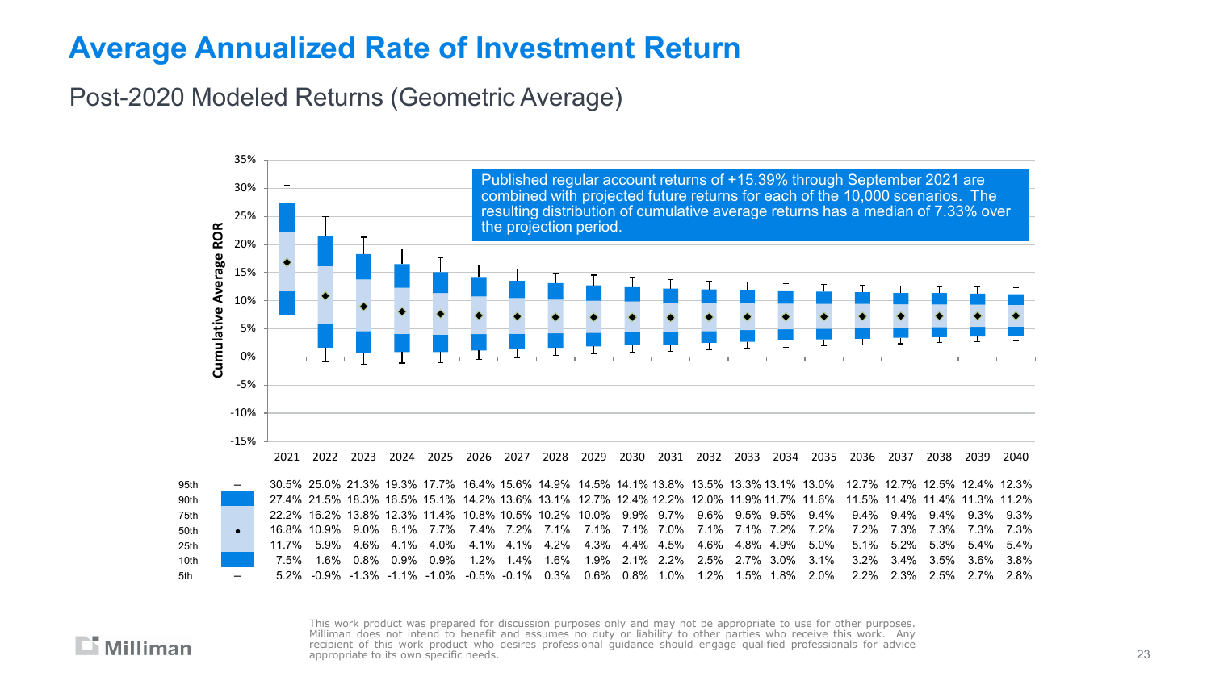# Average Annualized Rate of Investment Return

## Post-2020 Modeled Returns (Geometric Average)

Published regular account returns of +15.39% through September 2021 are combined with projected future returns for each of the 10,000 scenarios. The resulting distribution of cumulative average returns has a median of 7.33% over the projection period.

| Percentile | 2021 | 2022 | 2023 | 2024 | 2025 | 2026 | 2027 | 2028 | 2029 | 2030 | 2031 | 2032 | 2033 | 2034 | 2035 | 2036 | 2037 | 2038 | 2039 | 2040 |
|---|---|---|---|---|---|---|---|---|---|---|---|---|---|---|---|---|---|---|---|---|
| 95th | 30.5% | 25.0% | 21.3% | 19.3% | 17.7% | 16.4% | 15.6% | 14.9% | 14.5% | 14.1% | 13.8% | 13.5% | 13.3% | 13.1% | 13.0% | 12.7% | 12.7% | 12.5% | 12.4% | 12.3% |
| 90th | 27.4% | 21.5% | 18.3% | 16.5% | 15.1% | 14.2% | 13.6% | 13.1% | 12.7% | 12.4% | 12.2% | 12.0% | 11.9% | 11.7% | 11.6% | 11.5% | 11.4% | 11.4% | 11.3% | 11.2% |
| 75th | 22.2% | 16.2% | 13.8% | 12.3% | 11.4% | 10.8% | 10.5% | 10.2% | 10.0% | 9.9% | 9.7% | 9.6% | 9.5% | 9.5% | 9.4% | 9.4% | 9.4% | 9.4% | 9.3% | 9.3% |
| 50th | 16.8% | 10.9% | 9.0% | 8.1% | 7.7% | 7.4% | 7.2% | 7.1% | 7.1% | 7.1% | 7.0% | 7.1% | 7.1% | 7.2% | 7.2% | 7.2% | 7.3% | 7.3% | 7.3% | 7.3% |
| 25th | 11.7% | 5.9% | 4.6% | 4.1% | 4.0% | 4.1% | 4.1% | 4.2% | 4.3% | 4.4% | 4.5% | 4.6% | 4.8% | 4.9% | 5.0% | 5.1% | 5.2% | 5.3% | 5.4% | 5.4% |
| 10th | 7.5% | 1.6% | 0.8% | 0.9% | 0.9% | 1.2% | 1.4% | 1.6% | 1.9% | 2.1% | 2.2% | 2.5% | 2.7% | 3.0% | 3.1% | 3.2% | 3.4% | 3.5% | 3.6% | 3.8% |
| 5th | 5.2% | -0.9% | -1.3% | -1.1% | -1.0% | -0.5% | -0.1% | 0.3% | 0.6% | 0.8% | 1.0% | 1.2% | 1.5% | 1.8% | 2.0% | 2.2% | 2.3% | 2.5% | 2.7% | 2.8% |

This work product was prepared for discussion purposes only and may not be appropriate to use for other purposes. Milliman does not intend to benefit and assumes no duty or liability to other parties who receive this work. Any recipient of this work product who desires professional guidance should engage qualified professionals for advice appropriate to its own specific needs.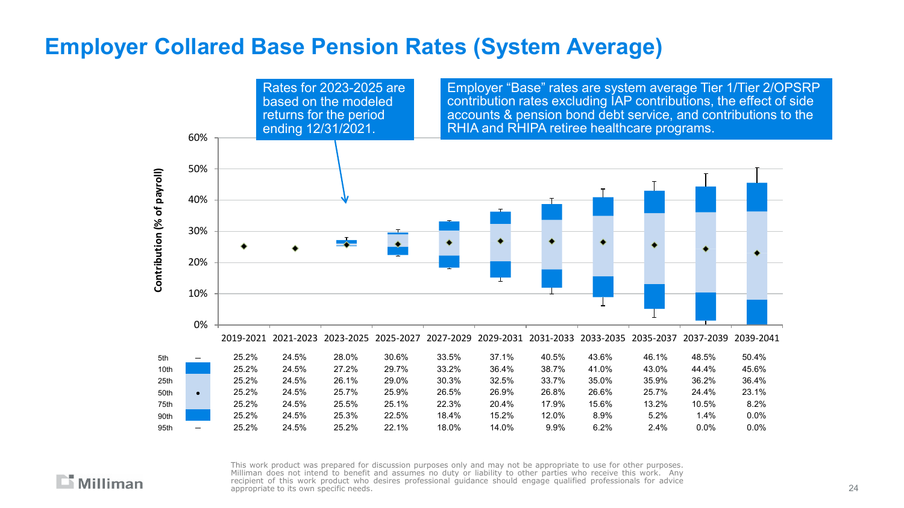# Employer Collared Base Pension Rates (System Average)

Rates for 2023-2025 are based on the modeled returns for the period ending 12/31/2021.

Employer "Base" rates are system average Tier 1/Tier 2/OPSRP contribution rates excluding IAP contributions, the effect of side accounts & pension bond debt service, and contributions to the RHIA and RHIPA retiree healthcare programs.

| | 2019-2021 | 2021-2023 | 2023-2025 | 2025-2027 | 2027-2029 | 2029-2031 | 2031-2033 | 2033-2035 | 2035-2037 | 2037-2039 | 2039-2041 |
|---|---|---|---|---|---|---|---|---|---|---|---|
| 5th | 25.2% | 24.5% | 28.0% | 30.6% | 33.5% | 37.1% | 40.5% | 43.6% | 46.1% | 48.5% | 50.4% |
| 10th | 25.2% | 24.5% | 27.2% | 29.7% | 33.2% | 36.4% | 38.7% | 41.0% | 43.0% | 44.4% | 45.6% |
| 25th | 25.2% | 24.5% | 26.1% | 29.0% | 30.3% | 32.5% | 33.7% | 35.0% | 35.9% | 36.2% | 36.4% |
| 50th | 25.2% | 24.5% | 25.7% | 25.9% | 26.5% | 26.9% | 26.8% | 26.6% | 25.7% | 24.4% | 23.1% |
| 75th | 25.2% | 24.5% | 25.5% | 25.1% | 22.3% | 20.4% | 17.9% | 15.6% | 13.2% | 10.5% | 8.2% |
| 90th | 25.2% | 24.5% | 25.3% | 22.5% | 18.4% | 15.2% | 12.0% | 8.9% | 5.2% | 1.4% | 0.0% |
| 95th | 25.2% | 24.5% | 25.2% | 22.1% | 18.0% | 14.0% | 9.9% | 6.2% | 2.4% | 0.0% | 0.0% |

This work product was prepared for discussion purposes only and may not be appropriate to use for other purposes. Milliman does not intend to benefit and assumes no duty or liability to other parties who receive this work. Any recipient of this work product who desires professional guidance should engage qualified professionals for advice appropriate to its own specific needs.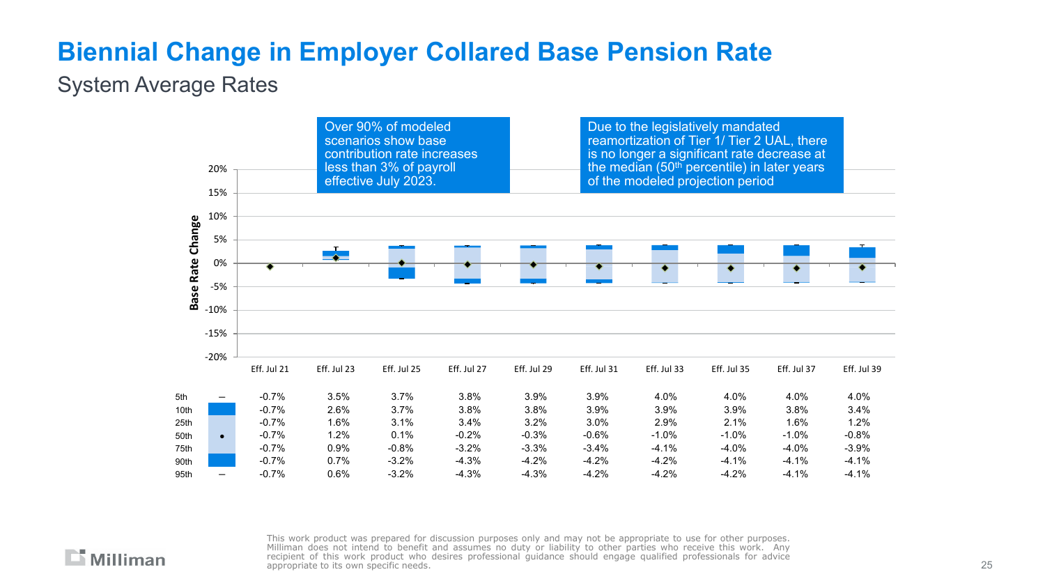# Biennial Change in Employer Collared Base Pension Rate

## System Average Rates

Over 90% of modeled scenarios show base contribution rate increases less than 3% of payroll effective July 2023.

Due to the legislatively mandated reamortization of Tier 1/ Tier 2 UAL, there is no longer a significant rate decrease at the median (50th percentile) in later years of the modeled projection period

| Percentile | Eff. Jul 21 | Eff. Jul 23 | Eff. Jul 25 | Eff. Jul 27 | Eff. Jul 29 | Eff. Jul 31 | Eff. Jul 33 | Eff. Jul 35 | Eff. Jul 37 | Eff. Jul 39 |
|---|---|---|---|---|---|---|---|---|---|---|
| 5th | -0.7% | 3.5% | 3.7% | 3.8% | 3.9% | 3.9% | 4.0% | 4.0% | 4.0% | 4.0% |
| 10th | -0.7% | 2.6% | 3.7% | 3.8% | 3.8% | 3.9% | 3.9% | 3.9% | 3.8% | 3.4% |
| 25th | -0.7% | 1.6% | 3.1% | 3.4% | 3.2% | 3.0% | 2.9% | 2.1% | 1.6% | 1.2% |
| 50th | -0.7% | 1.2% | 0.1% | -0.2% | -0.3% | -0.6% | -1.0% | -1.0% | -1.0% | -0.8% |
| 75th | -0.7% | 0.9% | -0.8% | -3.2% | -3.3% | -3.4% | -4.1% | -4.0% | -4.0% | -3.9% |
| 90th | -0.7% | 0.7% | -3.2% | -4.3% | -4.2% | -4.2% | -4.2% | -4.1% | -4.1% | -4.1% |
| 95th | -0.7% | 0.6% | -3.2% | -4.3% | -4.3% | -4.2% | -4.2% | -4.2% | -4.1% | -4.1% |

This work product was prepared for discussion purposes only and may not be appropriate to use for other purposes. Milliman does not intend to benefit and assumes no duty or liability to other parties who receive this work. Any recipient of this work product who desires professional guidance should engage qualified professionals for advice appropriate to its own specific needs.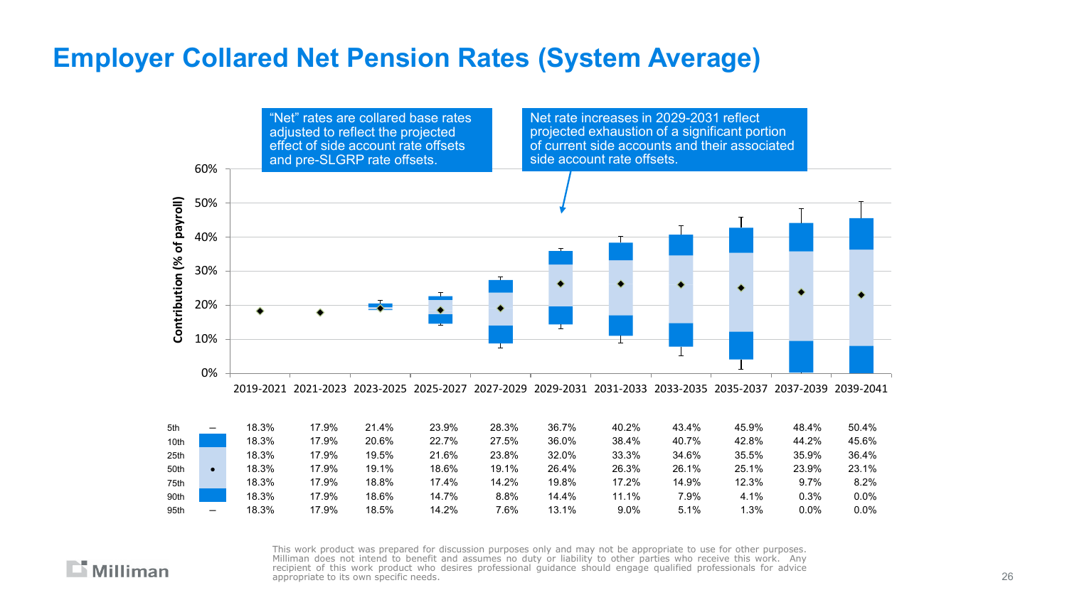# Employer Collared Net Pension Rates (System Average)

"Net" rates are collared base rates adjusted to reflect the projected effect of side account rate offsets and pre-SLGRP rate offsets.

Net rate increases in 2029-2031 reflect projected exhaustion of a significant portion of current side accounts and their associated side account rate offsets.

Contribution (% of payroll)

| | 2019-2021 | 2021-2023 | 2023-2025 | 2025-2027 | 2027-2029 | 2029-2031 | 2031-2033 | 2033-2035 | 2035-2037 | 2037-2039 | 2039-2041 |
|---|---|---|---|---|---|---|---|---|---|---|---|
| 5th | 18.3% | 17.9% | 21.4% | 23.9% | 28.3% | 36.7% | 40.2% | 43.4% | 45.9% | 48.4% | 50.4% |
| 10th | 18.3% | 17.9% | 20.6% | 22.7% | 27.5% | 36.0% | 38.4% | 40.7% | 42.8% | 44.2% | 45.6% |
| 25th | 18.3% | 17.9% | 19.5% | 21.6% | 23.8% | 32.0% | 33.3% | 34.6% | 35.5% | 35.9% | 36.4% |
| 50th | 18.3% | 17.9% | 19.1% | 18.6% | 19.1% | 26.4% | 26.3% | 26.1% | 25.1% | 23.9% | 23.1% |
| 75th | 18.3% | 17.9% | 18.8% | 17.4% | 14.2% | 19.8% | 17.2% | 14.9% | 12.3% | 9.7% | 8.2% |
| 90th | 18.3% | 17.9% | 18.6% | 14.7% | 8.8% | 14.4% | 11.1% | 7.9% | 4.1% | 0.3% | 0.0% |
| 95th | 18.3% | 17.9% | 18.5% | 14.2% | 7.6% | 13.1% | 9.0% | 5.1% | 1.3% | 0.0% | 0.0% |

This work product was prepared for discussion purposes only and may not be appropriate to use for other purposes. Milliman does not intend to benefit and assumes no duty or liability to other parties who receive this work. Any recipient of this work product who desires professional guidance should engage qualified professionals for advice appropriate to its own specific needs.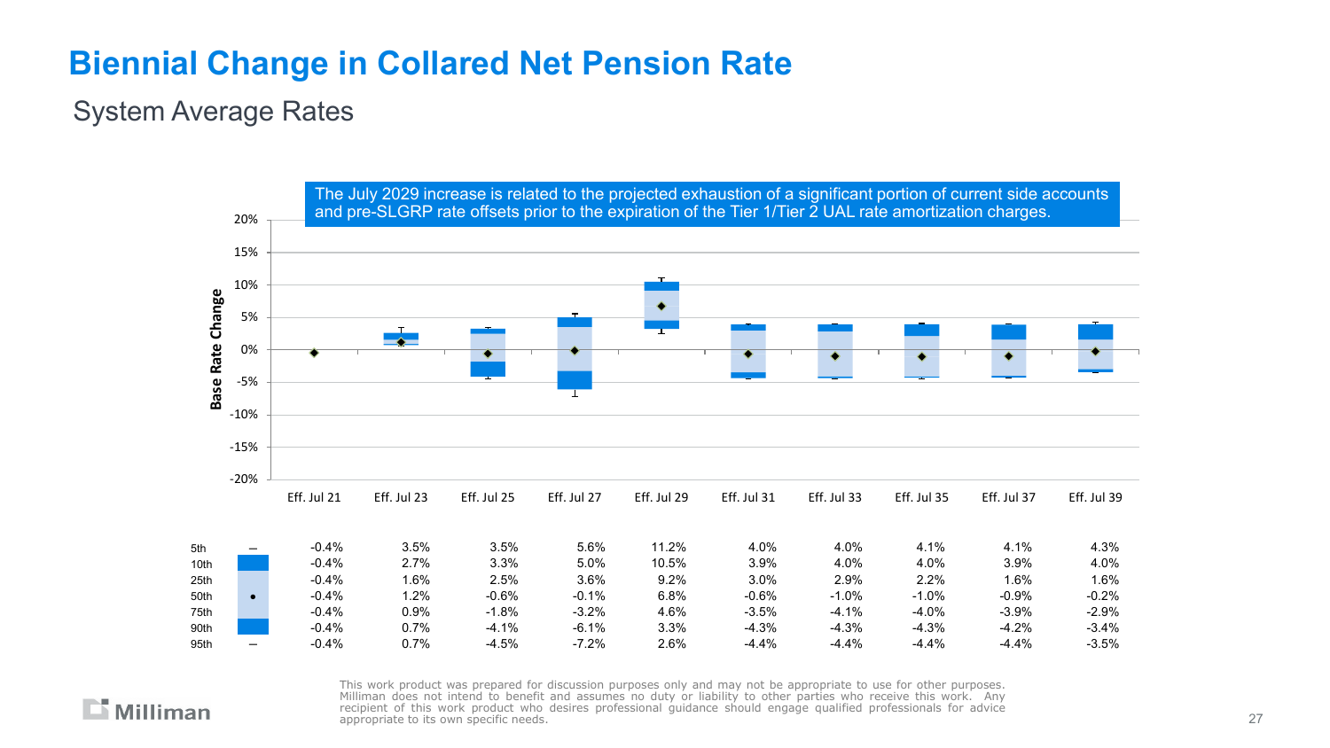# Biennial Change in Collared Net Pension Rate

## System Average Rates

The July 2029 increase is related to the projected exhaustion of a significant portion of current side accounts and pre-SLGRP rate offsets prior to the expiration of the Tier 1/Tier 2 UAL rate amortization charges.

| | Eff. Jul 21 | Eff. Jul 23 | Eff. Jul 25 | Eff. Jul 27 | Eff. Jul 29 | Eff. Jul 31 | Eff. Jul 33 | Eff. Jul 35 | Eff. Jul 37 | Eff. Jul 39 |
|---|---|---|---|---|---|---|---|---|---|---|
| 5th | -0.4% | 3.5% | 3.5% | 5.6% | 11.2% | 4.0% | 4.0% | 4.1% | 4.1% | 4.3% |
| 10th | -0.4% | 2.7% | 3.3% | 5.0% | 10.5% | 3.9% | 4.0% | 4.0% | 3.9% | 4.0% |
| 25th | -0.4% | 1.6% | 2.5% | 3.6% | 9.2% | 3.0% | 2.9% | 2.2% | 1.6% | 1.6% |
| 50th | -0.4% | 1.2% | -0.6% | -0.1% | 6.8% | -0.6% | -1.0% | -1.0% | -0.9% | -0.2% |
| 75th | -0.4% | 0.9% | -1.8% | -3.2% | 4.6% | -3.5% | -4.1% | -4.0% | -3.9% | -2.9% |
| 90th | -0.4% | 0.7% | -4.1% | -6.1% | 3.3% | -4.3% | -4.3% | -4.3% | -4.2% | -3.4% |
| 95th | -0.4% | 0.7% | -4.5% | -7.2% | 2.6% | -4.4% | -4.4% | -4.4% | -4.4% | -3.5% |

This work product was prepared for discussion purposes only and may not be appropriate to use for other purposes. Milliman does not intend to benefit and assumes no duty or liability to other parties who receive this work. Any recipient of this work product who desires professional guidance should engage qualified professionals for advice appropriate to its own specific needs.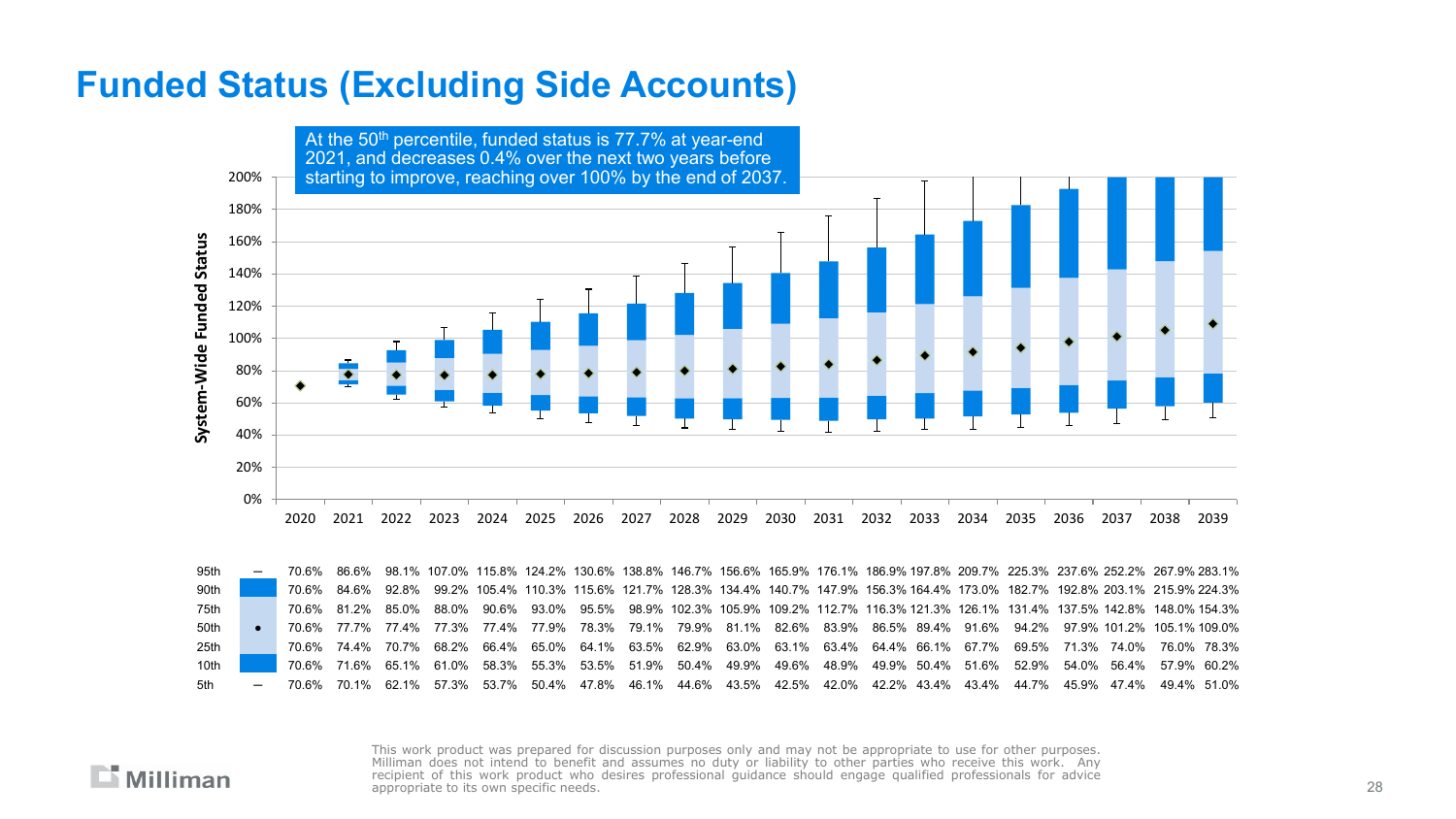# Funded Status (Excluding Side Accounts)

At the 50th percentile, funded status is 77.7% at year-end 2021, and decreases 0.4% over the next two years before starting to improve, reaching over 100% by the end of 2037.

| Percentile | 2020 | 2021 | 2022 | 2023 | 2024 | 2025 | 2026 | 2027 | 2028 | 2029 | 2030 | 2031 | 2032 | 2033 | 2034 | 2035 | 2036 | 2037 | 2038 | 2039 |
|---|---|---|---|---|---|---|---|---|---|---|---|---|---|---|---|---|---|---|---|---|
| 95th | 70.6% | 86.6% | 98.1% | 107.0% | 115.8% | 124.2% | 130.6% | 138.8% | 146.7% | 156.6% | 165.9% | 176.1% | 186.9% | 197.8% | 209.7% | 225.3% | 237.6% | 252.2% | 267.9% | 283.1% |
| 90th | 70.6% | 84.6% | 92.8% | 99.2% | 105.4% | 110.3% | 115.6% | 121.7% | 128.3% | 134.4% | 140.7% | 147.9% | 156.3% | 164.4% | 173.0% | 182.7% | 192.8% | 203.1% | 215.9% | 224.3% |
| 75th | 70.6% | 81.2% | 85.0% | 88.0% | 90.6% | 93.0% | 95.5% | 98.9% | 102.3% | 105.9% | 109.2% | 112.7% | 116.3% | 121.3% | 126.1% | 131.4% | 137.5% | 142.8% | 148.0% | 154.3% |
| 50th | 70.6% | 77.7% | 77.4% | 77.3% | 77.4% | 77.9% | 78.3% | 79.1% | 79.9% | 81.1% | 82.6% | 83.9% | 86.5% | 89.4% | 91.6% | 94.2% | 97.9% | 101.2% | 105.1% | 109.0% |
| 25th | 70.6% | 74.4% | 70.7% | 68.2% | 66.4% | 65.0% | 64.1% | 63.5% | 62.9% | 63.0% | 63.1% | 63.4% | 64.4% | 66.1% | 67.7% | 69.5% | 71.3% | 74.0% | 76.0% | 78.3% |
| 10th | 70.6% | 71.6% | 65.1% | 61.0% | 58.3% | 55.3% | 53.5% | 51.9% | 50.4% | 49.9% | 49.6% | 48.9% | 49.9% | 50.4% | 51.6% | 52.9% | 54.0% | 56.4% | 57.9% | 60.2% |
| 5th | 70.6% | 70.1% | 62.1% | 57.3% | 53.7% | 50.4% | 47.8% | 46.1% | 44.6% | 43.5% | 42.5% | 42.0% | 42.2% | 43.4% | 43.4% | 44.7% | 45.9% | 47.4% | 49.4% | 51.0% |

This work product was prepared for discussion purposes only and may not be appropriate to use for other purposes. Milliman does not intend to benefit and assumes no duty or liability to other parties who receive this work. Any recipient of this work product who desires professional guidance should engage qualified professionals for advice appropriate to its own specific needs.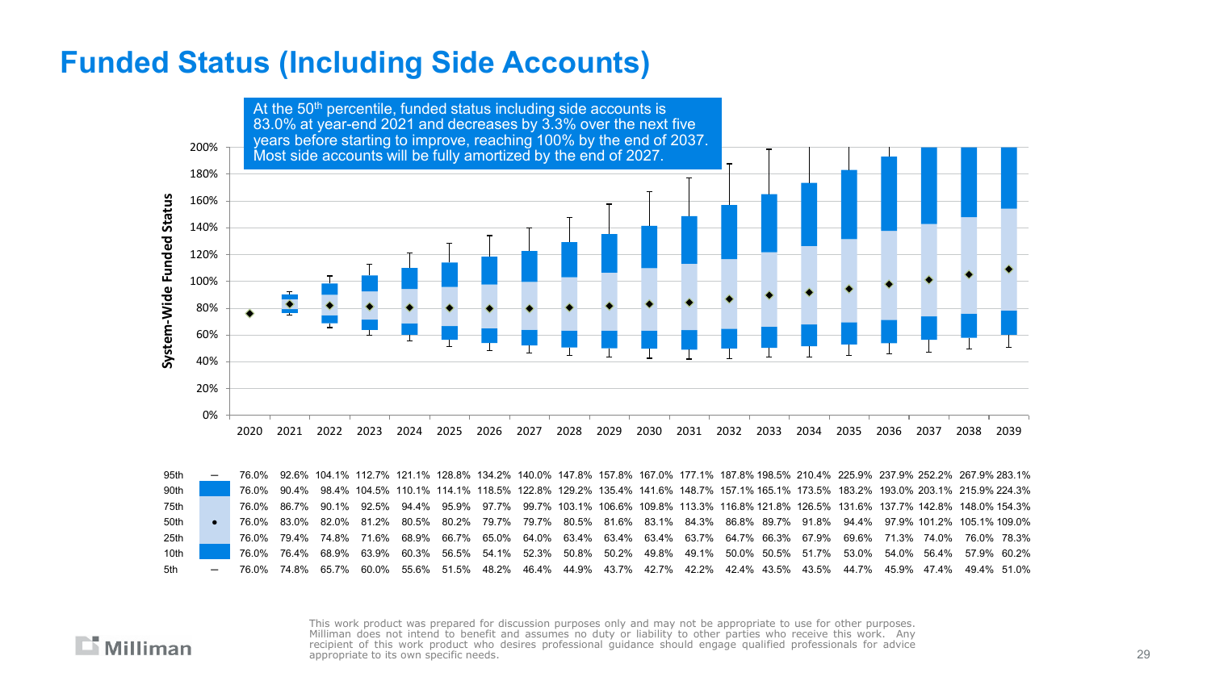# Funded Status (Including Side Accounts)

At the 50th percentile, funded status including side accounts is 83.0% at year-end 2021 and decreases by 3.3% over the next five years before starting to improve, reaching 100% by the end of 2037. Most side accounts will be fully amortized by the end of 2027.

| Percentile | 2020 | 2021 | 2022 | 2023 | 2024 | 2025 | 2026 | 2027 | 2028 | 2029 | 2030 | 2031 | 2032 | 2033 | 2034 | 2035 | 2036 | 2037 | 2038 | 2039 |
|---|---|---|---|---|---|---|---|---|---|---|---|---|---|---|---|---|---|---|---|---|
| 95th | 76.0% | 92.6% | 104.1% | 112.7% | 121.1% | 128.8% | 134.2% | 140.0% | 147.8% | 157.8% | 167.0% | 177.1% | 187.8% | 198.5% | 210.4% | 225.9% | 237.9% | 252.2% | 267.9% | 283.1% |
| 90th | 76.0% | 90.4% | 98.4% | 104.5% | 110.1% | 114.1% | 118.5% | 122.8% | 129.2% | 135.4% | 141.6% | 148.7% | 157.1% | 165.1% | 173.5% | 183.2% | 193.0% | 203.1% | 215.9% | 224.3% |
| 75th | 76.0% | 86.7% | 90.1% | 92.5% | 94.4% | 95.9% | 97.7% | 99.7% | 103.1% | 106.6% | 109.8% | 113.3% | 116.8% | 121.8% | 126.5% | 131.6% | 137.7% | 142.8% | 148.0% | 154.3% |
| 50th | 76.0% | 83.0% | 82.0% | 81.2% | 80.5% | 80.2% | 79.7% | 79.7% | 80.5% | 81.6% | 83.1% | 84.3% | 86.8% | 89.7% | 91.8% | 94.4% | 97.9% | 101.2% | 105.1% | 109.0% |
| 25th | 76.0% | 79.4% | 74.8% | 71.6% | 68.9% | 66.7% | 65.0% | 64.0% | 63.4% | 63.4% | 63.4% | 63.7% | 64.7% | 66.3% | 67.9% | 69.6% | 71.3% | 74.0% | 76.0% | 78.3% |
| 10th | 76.0% | 76.4% | 68.9% | 63.9% | 60.3% | 56.5% | 54.1% | 52.3% | 50.8% | 50.2% | 49.8% | 49.1% | 50.0% | 50.5% | 51.7% | 53.0% | 54.0% | 56.4% | 57.9% | 60.2% |
| 5th | 76.0% | 74.8% | 65.7% | 60.0% | 55.6% | 51.5% | 48.2% | 46.4% | 44.9% | 43.7% | 42.7% | 42.2% | 42.4% | 43.5% | 43.5% | 44.7% | 45.9% | 47.4% | 49.4% | 51.0% |

This work product was prepared for discussion purposes only and may not be appropriate to use for other purposes. Milliman does not intend to benefit and assumes no duty or liability to other parties who receive this work. Any recipient of this work product who desires professional guidance should engage qualified professionals for advice appropriate to its own specific needs.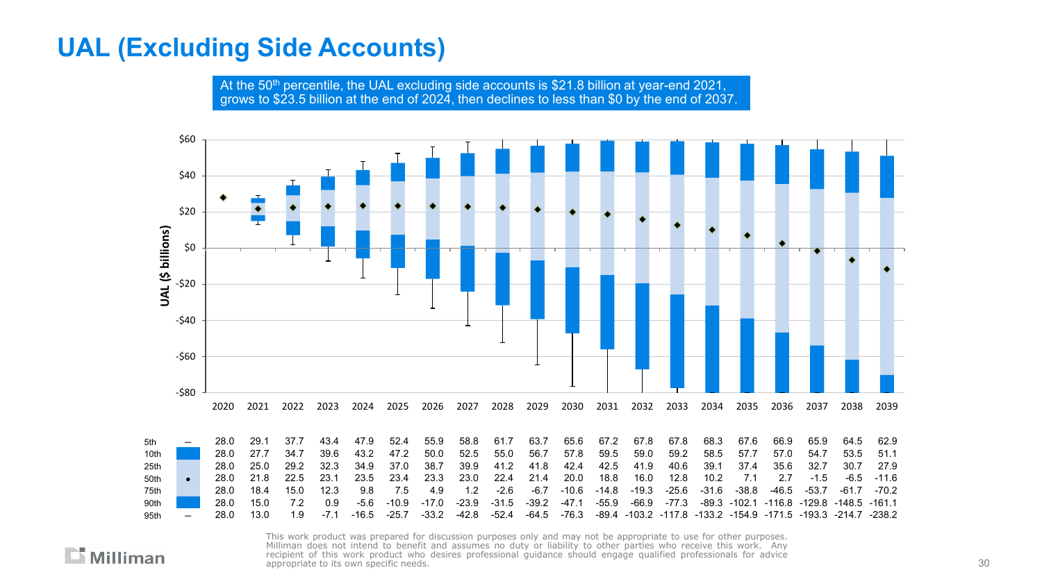# UAL (Excluding Side Accounts)

At the 50[th] percentile, the UAL excluding side accounts is $21.8 billion at year-end 2021, grows to $23.5 billion at the end of 2024, then declines to less than $0 by the end of 2037.

| | 2020 | 2021 | 2022 | 2023 | 2024 | 2025 | 2026 | 2027 | 2028 | 2029 | 2030 | 2031 | 2032 | 2033 | 2034 | 2035 | 2036 | 2037 | 2038 | 2039 |
|---|---|---|---|---|---|---|---|---|---|---|---|---|---|---|---|---|---|---|---|---|
| 5th | 28.0 | 29.1 | 37.7 | 43.4 | 47.9 | 52.4 | 55.9 | 58.8 | 61.7 | 63.7 | 65.6 | 67.2 | 67.8 | 67.8 | 68.3 | 67.6 | 66.9 | 65.9 | 64.5 | 62.9 |
| 10th | 28.0 | 27.7 | 34.7 | 39.6 | 43.2 | 47.2 | 50.0 | 52.5 | 55.0 | 56.7 | 57.8 | 59.5 | 59.0 | 59.2 | 58.5 | 57.7 | 57.0 | 54.7 | 53.5 | 51.1 |
| 25th | 28.0 | 25.0 | 29.2 | 32.3 | 34.9 | 37.0 | 38.7 | 39.9 | 41.2 | 41.8 | 42.4 | 42.5 | 41.9 | 40.6 | 39.1 | 37.4 | 35.6 | 32.7 | 30.7 | 27.9 |
| 50th | 28.0 | 21.8 | 22.5 | 23.1 | 23.5 | 23.4 | 23.3 | 23.0 | 22.4 | 21.4 | 20.0 | 18.8 | 16.0 | 12.8 | 10.2 | 7.1 | 2.7 | -1.5 | -6.5 | -11.6 |
| 75th | 28.0 | 18.4 | 15.0 | 12.3 | 9.8 | 7.5 | 4.9 | 1.2 | -2.6 | -6.7 | -10.6 | -14.8 | -19.3 | -25.6 | -31.6 | -38.8 | -46.5 | -53.7 | -61.7 | -70.2 |
| 90th | 28.0 | 15.0 | 7.2 | 0.9 | -5.6 | -10.9 | -17.0 | -23.9 | -31.5 | -39.2 | -47.1 | -55.9 | -66.9 | -77.3 | -89.3 | -102.1 | -116.8 | -129.8 | -148.5 | -161.1 |
| 95th | 28.0 | 13.0 | 1.9 | -7.1 | -16.5 | -25.7 | -33.2 | -42.8 | -52.4 | -64.5 | -76.3 | -89.4 | -103.2 | -117.8 | -133.2 | -154.9 | -171.5 | -193.3 | -214.7 | -238.2 |

This work product was prepared for discussion purposes only and may not be appropriate to use for other purposes. Milliman does not intend to benefit and assumes no duty or liability to other parties who receive this work. Any recipient of this work product who desires professional guidance should engage qualified professionals for advice appropriate to its own specific needs.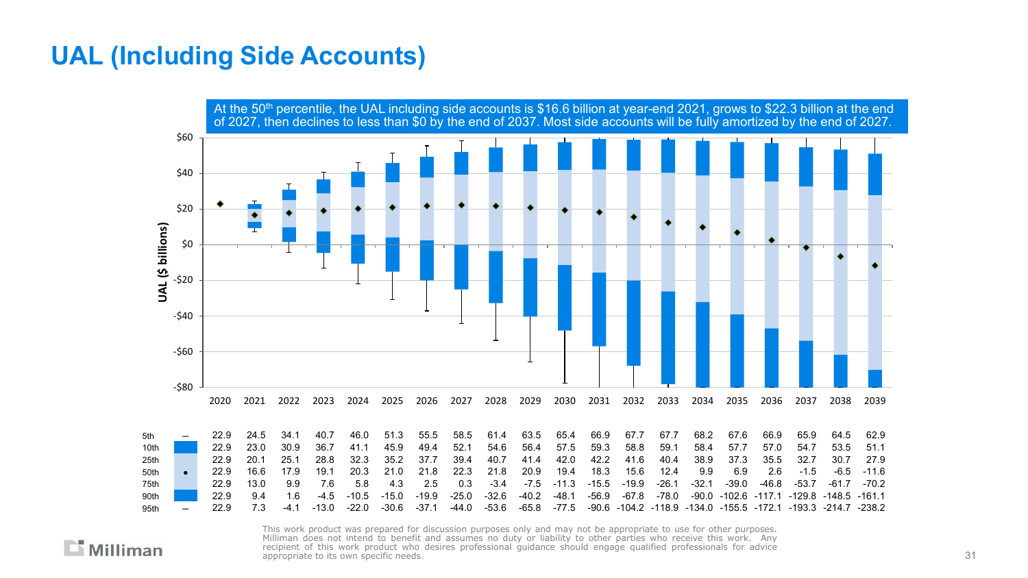# UAL (Including Side Accounts)

At the 50th percentile, the UAL including side accounts is $16.6 billion at year-end 2021, grows to $22.3 billion at the end of 2027, then declines to less than $0 by the end of 2037. Most side accounts will be fully amortized by the end of 2027.

| | | 2020 | 2021 | 2022 | 2023 | 2024 | 2025 | 2026 | 2027 | 2028 | 2029 | 2030 | 2031 | 2032 | 2033 | 2034 | 2035 | 2036 | 2037 | 2038 | 2039 |
|---|---|---|---|---|---|---|---|---|---|---|---|---|---|---|---|---|---|---|---|---|---|
| 5th | – | 22.9 | 24.5 | 34.1 | 40.7 | 46.0 | 51.3 | 55.5 | 58.5 | 61.4 | 63.5 | 65.4 | 66.9 | 67.7 | 67.7 | 68.2 | 67.6 | 66.9 | 65.9 | 64.5 | 62.9 |
| 10th | | 22.9 | 23.0 | 30.9 | 36.7 | 41.1 | 45.9 | 49.4 | 52.1 | 54.6 | 56.4 | 57.5 | 59.3 | 58.8 | 59.1 | 58.4 | 57.7 | 57.0 | 54.7 | 53.5 | 51.1 |
| 25th | | 22.9 | 20.1 | 25.1 | 28.8 | 32.3 | 35.2 | 37.7 | 39.4 | 40.7 | 41.4 | 42.0 | 42.2 | 41.6 | 40.4 | 38.9 | 37.3 | 35.5 | 32.7 | 30.7 | 27.9 |
| 50th | • | 22.9 | 16.6 | 17.9 | 19.1 | 20.3 | 21.0 | 21.8 | 22.3 | 21.8 | 20.9 | 19.4 | 18.3 | 15.6 | 12.4 | 9.9 | 6.9 | 2.6 | -1.5 | -6.5 | -11.6 |
| 75th | | 22.9 | 13.0 | 9.9 | 7.6 | 5.8 | 4.3 | 2.5 | 0.3 | -3.4 | -7.5 | -11.3 | -15.5 | -19.9 | -26.1 | -32.1 | -39.0 | -46.8 | -53.7 | -61.7 | -70.2 |
| 90th | | 22.9 | 9.4 | 1.6 | -4.5 | -10.5 | -15.0 | -19.9 | -25.0 | -32.6 | -40.2 | -48.1 | -56.9 | -67.8 | -78.0 | -90.0 | -102.6 | -117.1 | -129.8 | -148.5 | -161.1 |
| 95th | – | 22.9 | 7.3 | -4.1 | -13.0 | -22.0 | -30.6 | -37.1 | -44.0 | -53.6 | -65.8 | -77.5 | -90.6 | -104.2 | -118.9 | -134.0 | -155.5 | -172.1 | -193.3 | -214.7 | -238.2 |

This work product was prepared for discussion purposes only and may not be appropriate to use for other purposes. Milliman does not intend to benefit and assumes no duty or liability to other parties who receive this work. Any recipient of this work product who desires professional guidance should engage qualified professionals for advice appropriate to its own specific needs.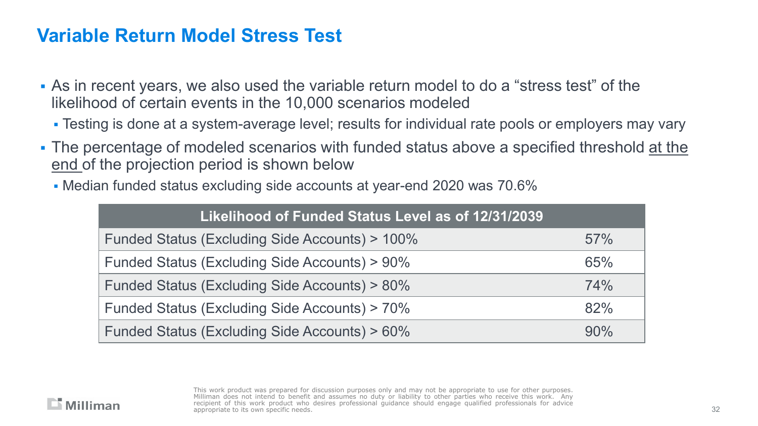# Variable Return Model Stress Test

- As in recent years, we also used the variable return model to do a “stress test” of the likelihood of certain events in the 10,000 scenarios modeled
  - Testing is done at a system-average level; results for individual rate pools or employers may vary
- The percentage of modeled scenarios with funded status above a specified threshold at the end of the projection period is shown below
  - Median funded status excluding side accounts at year-end 2020 was 70.6%

| Likelihood of Funded Status Level as of 12/31/2039 | |
|---|---|
| Funded Status (Excluding Side Accounts) > 100% | 57% |
| Funded Status (Excluding Side Accounts) > 90% | 65% |
| Funded Status (Excluding Side Accounts) > 80% | 74% |
| Funded Status (Excluding Side Accounts) > 70% | 82% |
| Funded Status (Excluding Side Accounts) > 60% | 90% |

Milliman

This work product was prepared for discussion purposes only and may not be appropriate to use for other purposes. Milliman does not intend to benefit and assumes no duty or liability to other parties who receive this work. Any recipient of this work product who desires professional guidance should engage qualified professionals for advice appropriate to its own specific needs.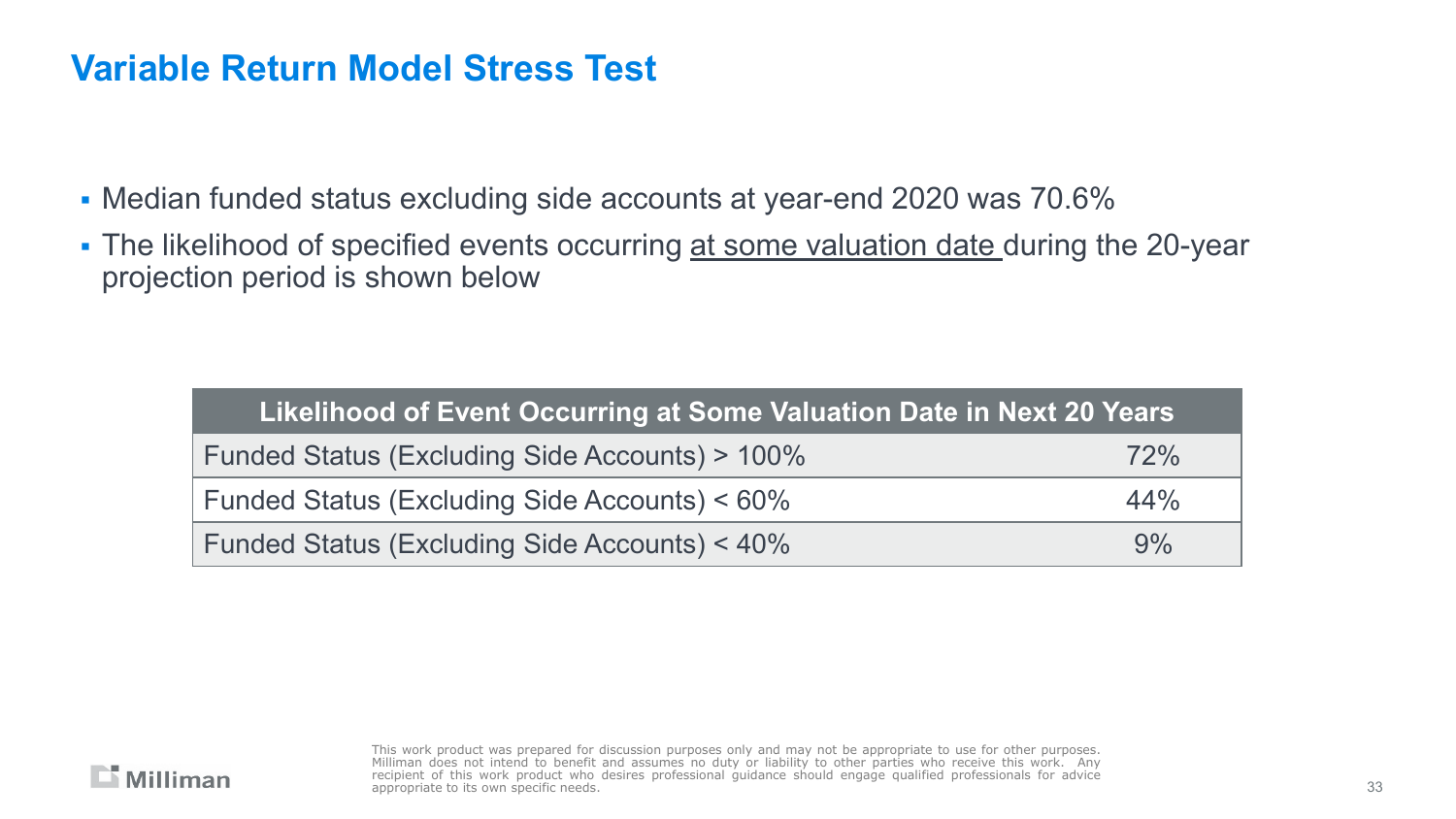# Variable Return Model Stress Test

- Median funded status excluding side accounts at year-end 2020 was 70.6%
- The likelihood of specified events occurring <u>at some valuation date</u> during the 20-year projection period is shown below

| Likelihood of Event Occurring at Some Valuation Date in Next 20 Years | |
|---|---|
| Funded Status (Excluding Side Accounts) > 100% | 72% |
| Funded Status (Excluding Side Accounts) < 60% | 44% |
| Funded Status (Excluding Side Accounts) < 40% | 9% |

This work product was prepared for discussion purposes only and may not be appropriate to use for other purposes. Milliman does not intend to benefit and assumes no duty or liability to other parties who receive this work. Any recipient of this work product who desires professional guidance should engage qualified professionals for advice appropriate to its own specific needs.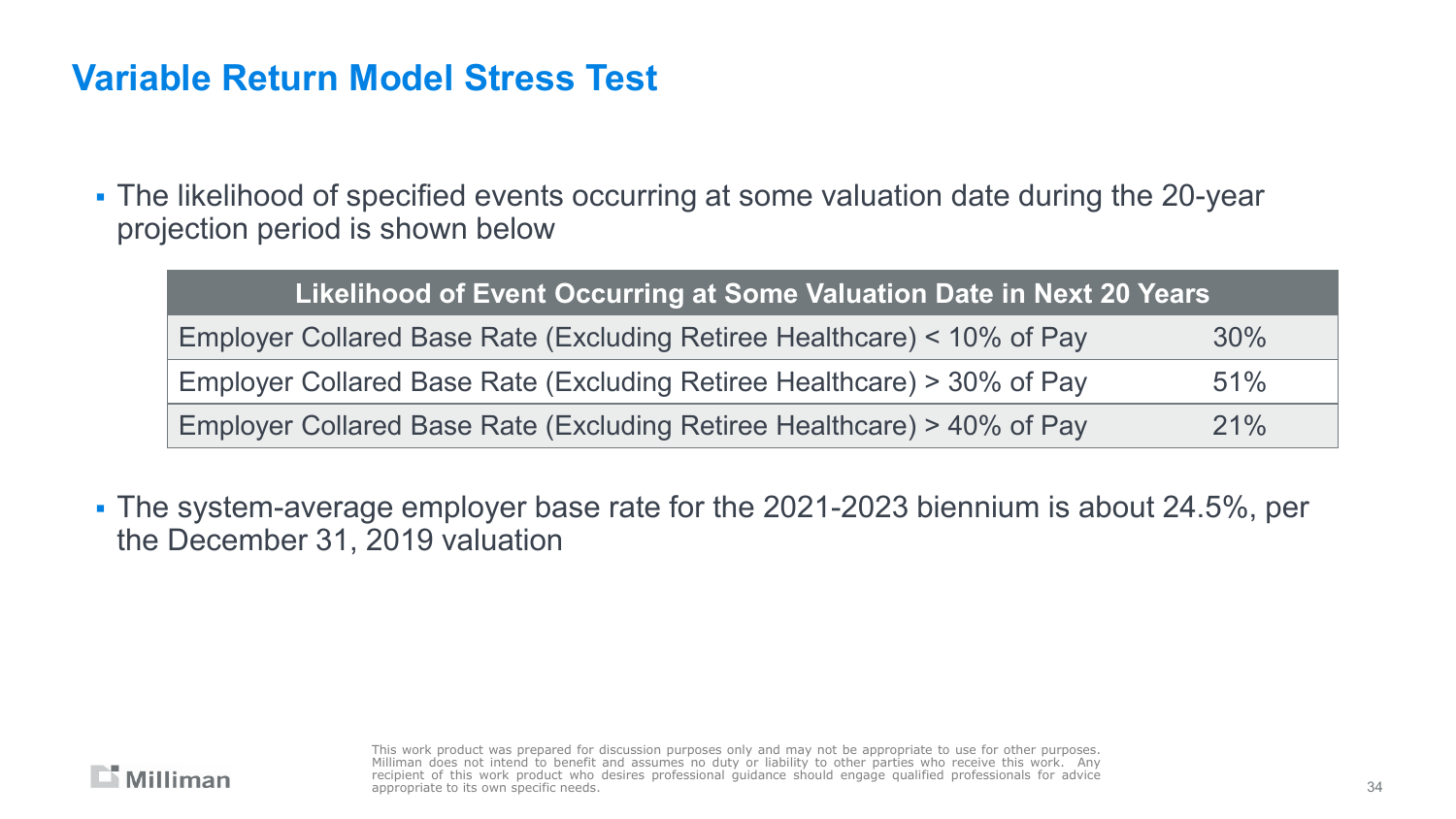# Variable Return Model Stress Test

- The likelihood of specified events occurring at some valuation date during the 20-year projection period is shown below

| Likelihood of Event Occurring at Some Valuation Date in Next 20 Years | |
|---|---|
| Employer Collared Base Rate (Excluding Retiree Healthcare) < 10% of Pay | 30% |
| Employer Collared Base Rate (Excluding Retiree Healthcare) > 30% of Pay | 51% |
| Employer Collared Base Rate (Excluding Retiree Healthcare) > 40% of Pay | 21% |

- The system-average employer base rate for the 2021-2023 biennium is about 24.5%, per the December 31, 2019 valuation

This work product was prepared for discussion purposes only and may not be appropriate to use for other purposes. Milliman does not intend to benefit and assumes no duty or liability to other parties who receive this work. Any recipient of this work product who desires professional guidance should engage qualified professionals for advice appropriate to its own specific needs.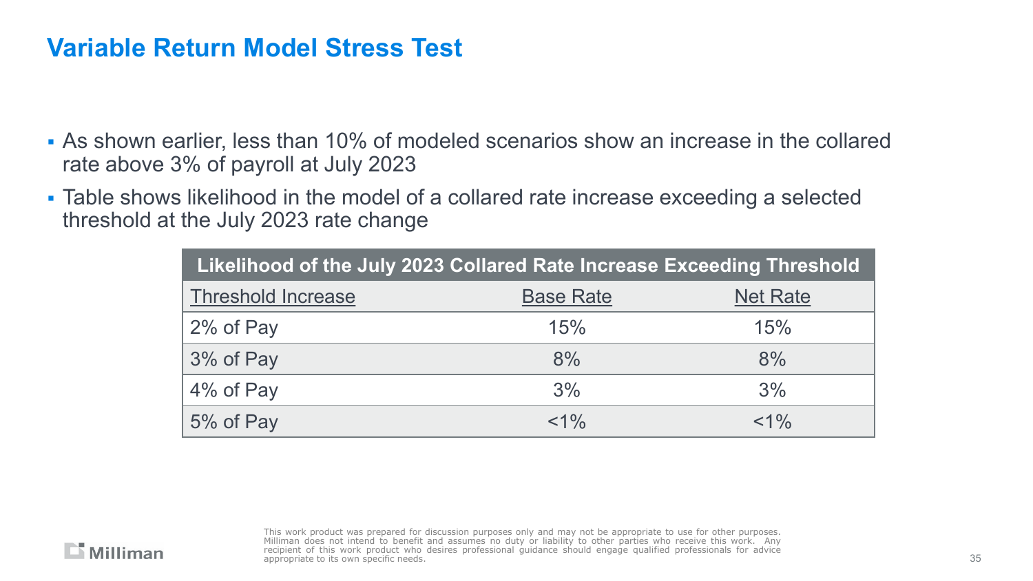# Variable Return Model Stress Test

- As shown earlier, less than 10% of modeled scenarios show an increase in the collared rate above 3% of payroll at July 2023
- Table shows likelihood in the model of a collared rate increase exceeding a selected threshold at the July 2023 rate change

| Likelihood of the July 2023 Collared Rate Increase Exceeding Threshold | | |
|---|---|---|
| Threshold Increase | Base Rate | Net Rate |
| 2% of Pay | 15% | 15% |
| 3% of Pay | 8% | 8% |
| 4% of Pay | 3% | 3% |
| 5% of Pay | <1% | <1% |

This work product was prepared for discussion purposes only and may not be appropriate to use for other purposes. Milliman does not intend to benefit and assumes no duty or liability to other parties who receive this work. Any recipient of this work product who desires professional guidance should engage qualified professionals for advice appropriate to its own specific needs.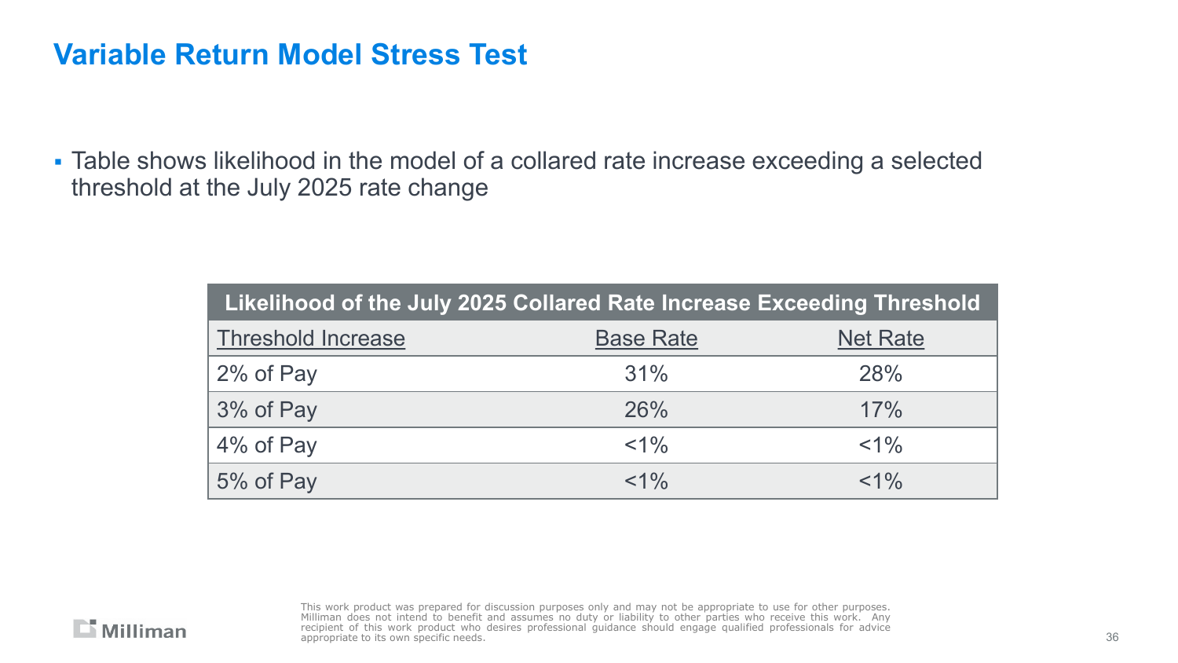# Variable Return Model Stress Test

- Table shows likelihood in the model of a collared rate increase exceeding a selected threshold at the July 2025 rate change

| Likelihood of the July 2025 Collared Rate Increase Exceeding Threshold | | |
|---|---|---|
| Threshold Increase | Base Rate | Net Rate |
| 2% of Pay | 31% | 28% |
| 3% of Pay | 26% | 17% |
| 4% of Pay | <1% | <1% |
| 5% of Pay | <1% | <1% |

This work product was prepared for discussion purposes only and may not be appropriate to use for other purposes. Milliman does not intend to benefit and assumes no duty or liability to other parties who receive this work. Any recipient of this work product who desires professional guidance should engage qualified professionals for advice appropriate to its own specific needs.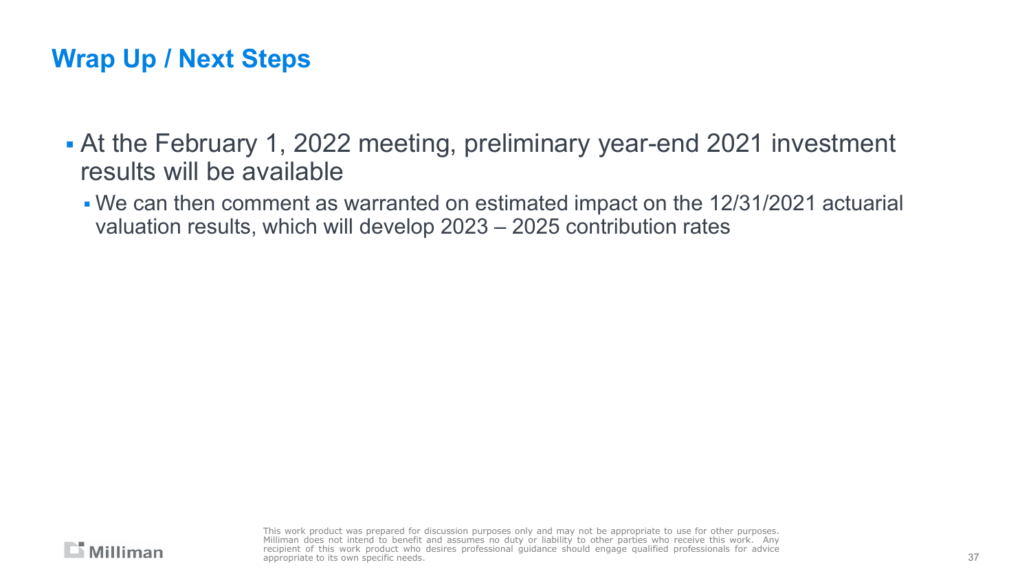## Wrap Up / Next Steps

- At the February 1, 2022 meeting, preliminary year-end 2021 investment results will be available
  - We can then comment as warranted on estimated impact on the 12/31/2021 actuarial valuation results, which will develop 2023 – 2025 contribution rates

This work product was prepared for discussion purposes only and may not be appropriate to use for other purposes. Milliman does not intend to benefit and assumes no duty or liability to other parties who receive this work. Any recipient of this work product who desires professional guidance should engage qualified professionals for advice appropriate to its own specific needs.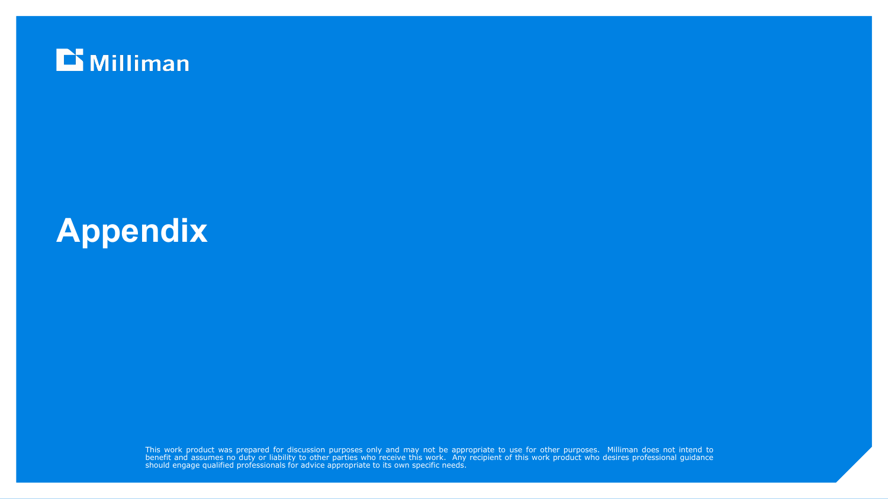Milliman

# Appendix

This work product was prepared for discussion purposes only and may not be appropriate to use for other purposes. Milliman does not intend to benefit and assumes no duty or liability to other parties who receive this work. Any recipient of this work product who desires professional guidance should engage qualified professionals for advice appropriate to its own specific needs.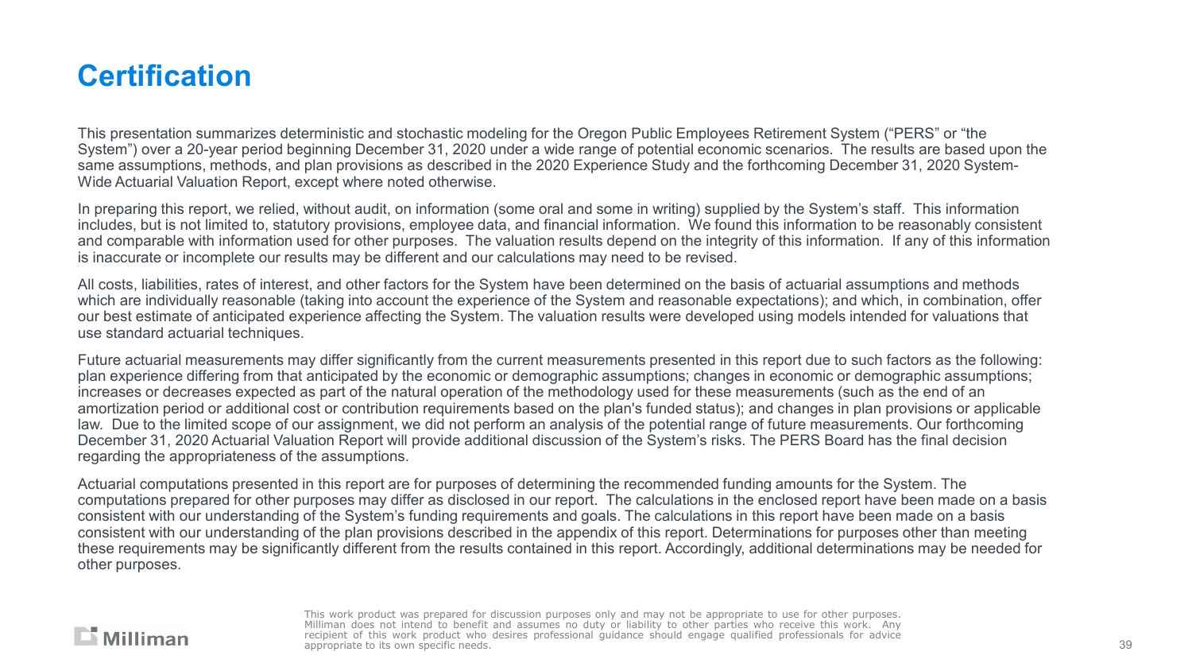# Certification

This presentation summarizes deterministic and stochastic modeling for the Oregon Public Employees Retirement System ("PERS" or "the System") over a 20-year period beginning December 31, 2020 under a wide range of potential economic scenarios. The results are based upon the same assumptions, methods, and plan provisions as described in the 2020 Experience Study and the forthcoming December 31, 2020 System-Wide Actuarial Valuation Report, except where noted otherwise.

In preparing this report, we relied, without audit, on information (some oral and some in writing) supplied by the System's staff. This information includes, but is not limited to, statutory provisions, employee data, and financial information. We found this information to be reasonably consistent and comparable with information used for other purposes. The valuation results depend on the integrity of this information. If any of this information is inaccurate or incomplete our results may be different and our calculations may need to be revised.

All costs, liabilities, rates of interest, and other factors for the System have been determined on the basis of actuarial assumptions and methods which are individually reasonable (taking into account the experience of the System and reasonable expectations); and which, in combination, offer our best estimate of anticipated experience affecting the System. The valuation results were developed using models intended for valuations that use standard actuarial techniques.

Future actuarial measurements may differ significantly from the current measurements presented in this report due to such factors as the following: plan experience differing from that anticipated by the economic or demographic assumptions; changes in economic or demographic assumptions; increases or decreases expected as part of the natural operation of the methodology used for these measurements (such as the end of an amortization period or additional cost or contribution requirements based on the plan's funded status); and changes in plan provisions or applicable law. Due to the limited scope of our assignment, we did not perform an analysis of the potential range of future measurements. Our forthcoming December 31, 2020 Actuarial Valuation Report will provide additional discussion of the System's risks. The PERS Board has the final decision regarding the appropriateness of the assumptions.

Actuarial computations presented in this report are for purposes of determining the recommended funding amounts for the System. The computations prepared for other purposes may differ as disclosed in our report. The calculations in the enclosed report have been made on a basis consistent with our understanding of the System's funding requirements and goals. The calculations in this report have been made on a basis consistent with our understanding of the plan provisions described in the appendix of this report. Determinations for purposes other than meeting these requirements may be significantly different from the results contained in this report. Accordingly, additional determinations may be needed for other purposes.

This work product was prepared for discussion purposes only and may not be appropriate to use for other purposes. Milliman does not intend to benefit and assumes no duty or liability to other parties who receive this work. Any recipient of this work product who desires professional guidance should engage qualified professionals for advice appropriate to its own specific needs.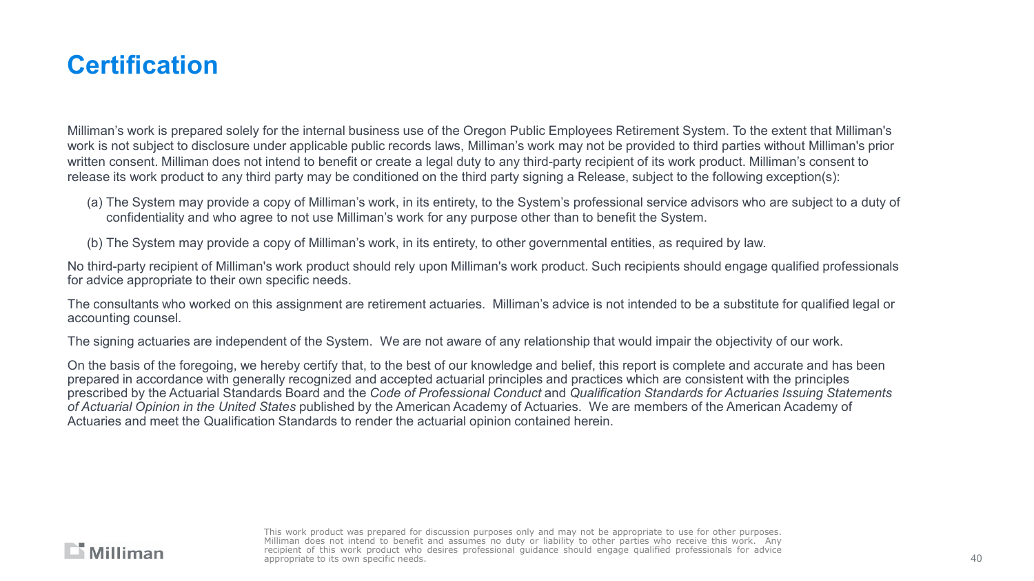# Certification

Milliman's work is prepared solely for the internal business use of the Oregon Public Employees Retirement System. To the extent that Milliman's work is not subject to disclosure under applicable public records laws, Milliman's work may not be provided to third parties without Milliman's prior written consent. Milliman does not intend to benefit or create a legal duty to any third-party recipient of its work product. Milliman's consent to release its work product to any third party may be conditioned on the third party signing a Release, subject to the following exception(s):

(a) The System may provide a copy of Milliman's work, in its entirety, to the System's professional service advisors who are subject to a duty of confidentiality and who agree to not use Milliman's work for any purpose other than to benefit the System.

(b) The System may provide a copy of Milliman's work, in its entirety, to other governmental entities, as required by law.

No third-party recipient of Milliman's work product should rely upon Milliman's work product. Such recipients should engage qualified professionals for advice appropriate to their own specific needs.

The consultants who worked on this assignment are retirement actuaries. Milliman's advice is not intended to be a substitute for qualified legal or accounting counsel.

The signing actuaries are independent of the System. We are not aware of any relationship that would impair the objectivity of our work.

On the basis of the foregoing, we hereby certify that, to the best of our knowledge and belief, this report is complete and accurate and has been prepared in accordance with generally recognized and accepted actuarial principles and practices which are consistent with the principles prescribed by the Actuarial Standards Board and the *Code of Professional Conduct* and *Qualification Standards for Actuaries Issuing Statements of Actuarial Opinion in the United States* published by the American Academy of Actuaries. We are members of the American Academy of Actuaries and meet the Qualification Standards to render the actuarial opinion contained herein.

This work product was prepared for discussion purposes only and may not be appropriate to use for other purposes. Milliman does not intend to benefit and assumes no duty or liability to other parties who receive this work. Any recipient of this work product who desires professional guidance should engage qualified professionals for advice appropriate to its own specific needs.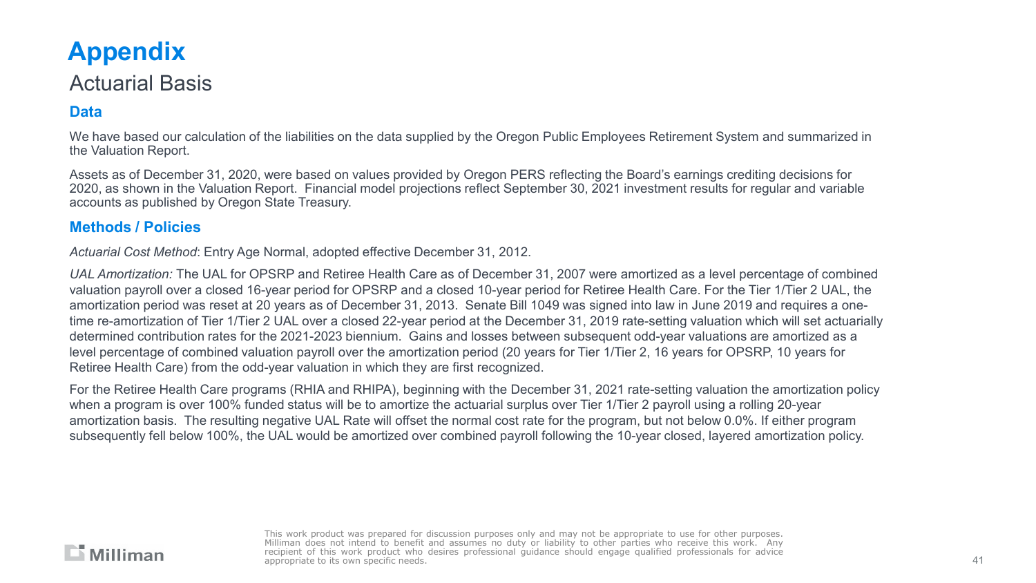# Appendix

## Actuarial Basis

### Data

We have based our calculation of the liabilities on the data supplied by the Oregon Public Employees Retirement System and summarized in the Valuation Report.

Assets as of December 31, 2020, were based on values provided by Oregon PERS reflecting the Board's earnings crediting decisions for 2020, as shown in the Valuation Report. Financial model projections reflect September 30, 2021 investment results for regular and variable accounts as published by Oregon State Treasury.

### Methods / Policies

*Actuarial Cost Method*: Entry Age Normal, adopted effective December 31, 2012.

*UAL Amortization:* The UAL for OPSRP and Retiree Health Care as of December 31, 2007 were amortized as a level percentage of combined valuation payroll over a closed 16-year period for OPSRP and a closed 10-year period for Retiree Health Care. For the Tier 1/Tier 2 UAL, the amortization period was reset at 20 years as of December 31, 2013. Senate Bill 1049 was signed into law in June 2019 and requires a one-time re-amortization of Tier 1/Tier 2 UAL over a closed 22-year period at the December 31, 2019 rate-setting valuation which will set actuarially determined contribution rates for the 2021-2023 biennium. Gains and losses between subsequent odd-year valuations are amortized as a level percentage of combined valuation payroll over the amortization period (20 years for Tier 1/Tier 2, 16 years for OPSRP, 10 years for Retiree Health Care) from the odd-year valuation in which they are first recognized.

For the Retiree Health Care programs (RHIA and RHIPA), beginning with the December 31, 2021 rate-setting valuation the amortization policy when a program is over 100% funded status will be to amortize the actuarial surplus over Tier 1/Tier 2 payroll using a rolling 20-year amortization basis. The resulting negative UAL Rate will offset the normal cost rate for the program, but not below 0.0%. If either program subsequently fell below 100%, the UAL would be amortized over combined payroll following the 10-year closed, layered amortization policy.

This work product was prepared for discussion purposes only and may not be appropriate to use for other purposes. Milliman does not intend to benefit and assumes no duty or liability to other parties who receive this work. Any recipient of this work product who desires professional guidance should engage qualified professionals for advice appropriate to its own specific needs.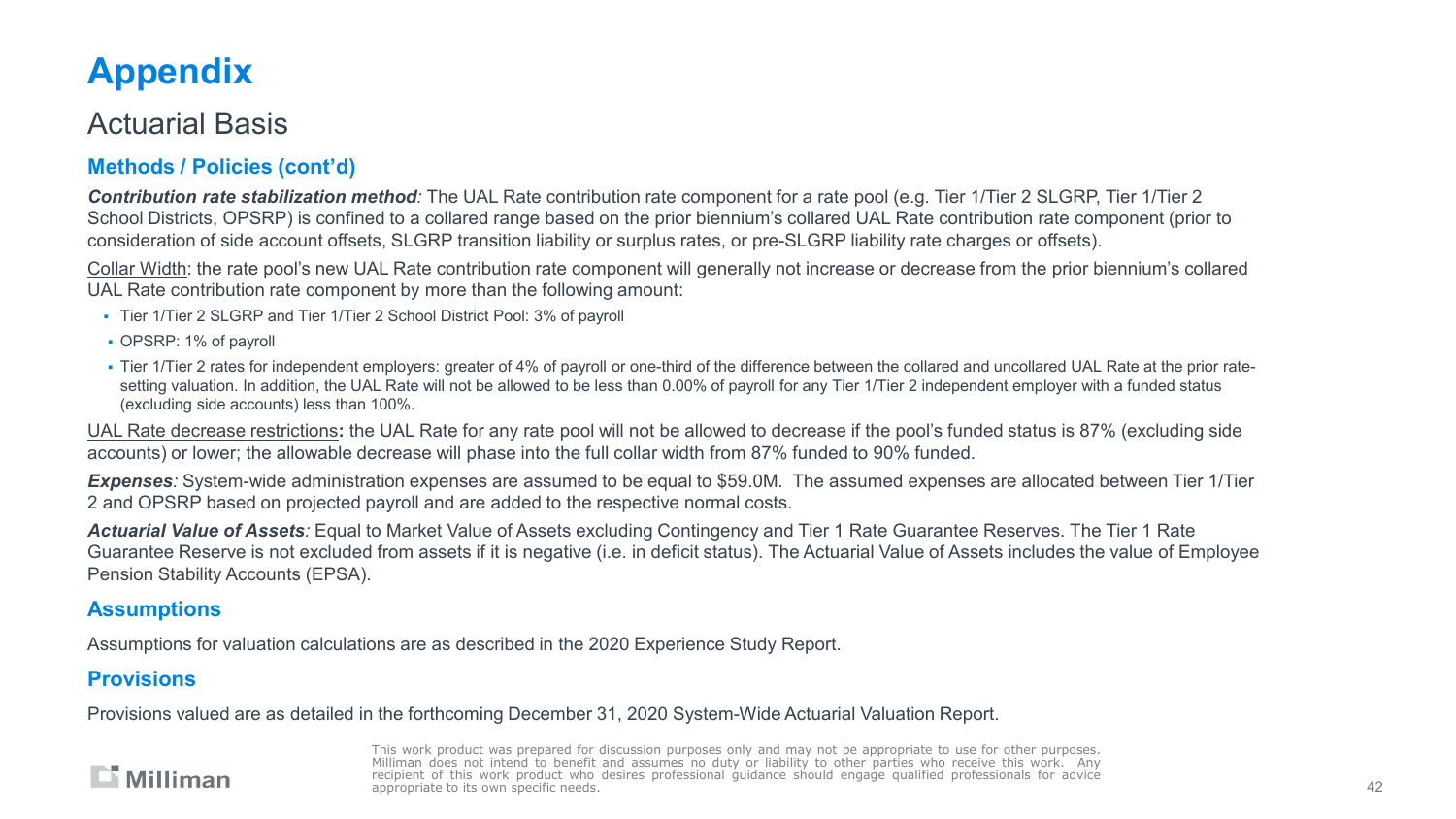# Appendix

## Actuarial Basis

### Methods / Policies (cont'd)

***Contribution rate stabilization method**:* The UAL Rate contribution rate component for a rate pool (e.g. Tier 1/Tier 2 SLGRP, Tier 1/Tier 2 School Districts, OPSRP) is confined to a collared range based on the prior biennium's collared UAL Rate contribution rate component (prior to consideration of side account offsets, SLGRP transition liability or surplus rates, or pre-SLGRP liability rate charges or offsets).

<u>Collar Width</u>: the rate pool's new UAL Rate contribution rate component will generally not increase or decrease from the prior biennium's collared UAL Rate contribution rate component by more than the following amount:

- Tier 1/Tier 2 SLGRP and Tier 1/Tier 2 School District Pool: 3% of payroll
- OPSRP: 1% of payroll
- Tier 1/Tier 2 rates for independent employers: greater of 4% of payroll or one-third of the difference between the collared and uncollared UAL Rate at the prior rate-setting valuation. In addition, the UAL Rate will not be allowed to be less than 0.00% of payroll for any Tier 1/Tier 2 independent employer with a funded status (excluding side accounts) less than 100%.

<u>UAL Rate decrease restrictions</u>**:** the UAL Rate for any rate pool will not be allowed to decrease if the pool's funded status is 87% (excluding side accounts) or lower; the allowable decrease will phase into the full collar width from 87% funded to 90% funded.

***Expenses**:* System-wide administration expenses are assumed to be equal to $59.0M. The assumed expenses are allocated between Tier 1/Tier 2 and OPSRP based on projected payroll and are added to the respective normal costs.

***Actuarial Value of Assets**:* Equal to Market Value of Assets excluding Contingency and Tier 1 Rate Guarantee Reserves. The Tier 1 Rate Guarantee Reserve is not excluded from assets if it is negative (i.e. in deficit status). The Actuarial Value of Assets includes the value of Employee Pension Stability Accounts (EPSA).

### Assumptions

Assumptions for valuation calculations are as described in the 2020 Experience Study Report.

### Provisions

Provisions valued are as detailed in the forthcoming December 31, 2020 System-Wide Actuarial Valuation Report.

This work product was prepared for discussion purposes only and may not be appropriate to use for other purposes. Milliman does not intend to benefit and assumes no duty or liability to other parties who receive this work. Any recipient of this work product who desires professional guidance should engage qualified professionals for advice appropriate to its own specific needs.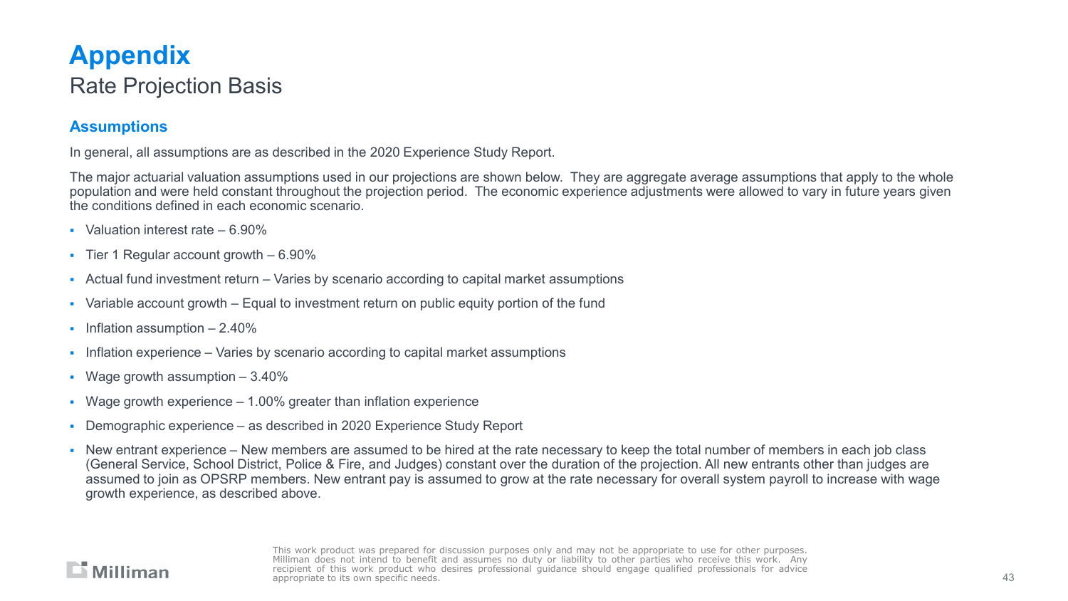# Appendix

## Rate Projection Basis

### Assumptions

In general, all assumptions are as described in the 2020 Experience Study Report.

The major actuarial valuation assumptions used in our projections are shown below. They are aggregate average assumptions that apply to the whole population and were held constant throughout the projection period. The economic experience adjustments were allowed to vary in future years given the conditions defined in each economic scenario.

- Valuation interest rate – 6.90%
- Tier 1 Regular account growth – 6.90%
- Actual fund investment return – Varies by scenario according to capital market assumptions
- Variable account growth – Equal to investment return on public equity portion of the fund
- Inflation assumption – 2.40%
- Inflation experience – Varies by scenario according to capital market assumptions
- Wage growth assumption – 3.40%
- Wage growth experience – 1.00% greater than inflation experience
- Demographic experience – as described in 2020 Experience Study Report
- New entrant experience – New members are assumed to be hired at the rate necessary to keep the total number of members in each job class (General Service, School District, Police & Fire, and Judges) constant over the duration of the projection. All new entrants other than judges are assumed to join as OPSRP members. New entrant pay is assumed to grow at the rate necessary for overall system payroll to increase with wage growth experience, as described above.

This work product was prepared for discussion purposes only and may not be appropriate to use for other purposes. Milliman does not intend to benefit and assumes no duty or liability to other parties who receive this work. Any recipient of this work product who desires professional guidance should engage qualified professionals for advice appropriate to its own specific needs.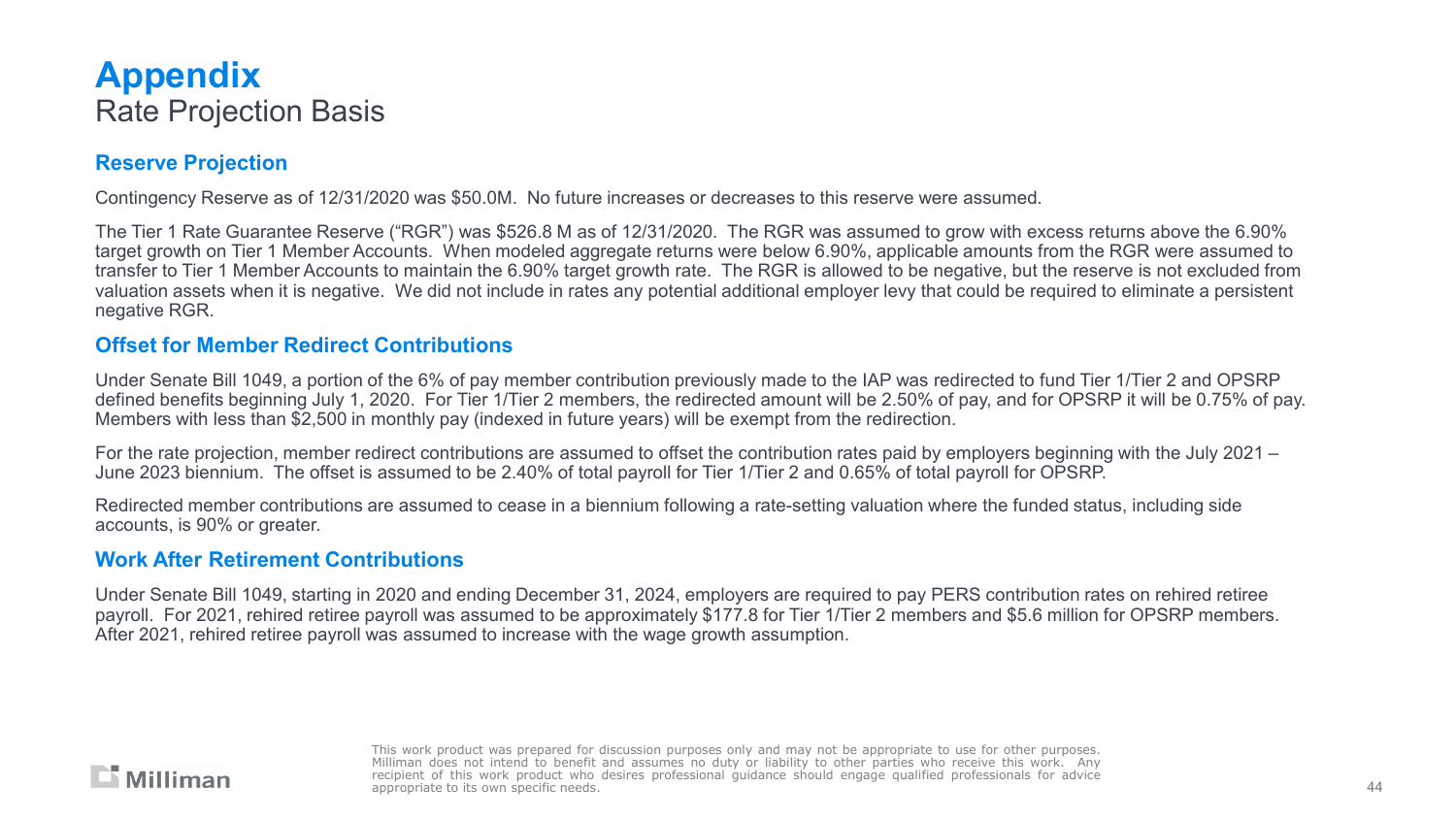# Appendix

## Rate Projection Basis

### Reserve Projection

Contingency Reserve as of 12/31/2020 was $50.0M. No future increases or decreases to this reserve were assumed.

The Tier 1 Rate Guarantee Reserve ("RGR") was $526.8 M as of 12/31/2020. The RGR was assumed to grow with excess returns above the 6.90% target growth on Tier 1 Member Accounts. When modeled aggregate returns were below 6.90%, applicable amounts from the RGR were assumed to transfer to Tier 1 Member Accounts to maintain the 6.90% target growth rate. The RGR is allowed to be negative, but the reserve is not excluded from valuation assets when it is negative. We did not include in rates any potential additional employer levy that could be required to eliminate a persistent negative RGR.

### Offset for Member Redirect Contributions

Under Senate Bill 1049, a portion of the 6% of pay member contribution previously made to the IAP was redirected to fund Tier 1/Tier 2 and OPSRP defined benefits beginning July 1, 2020. For Tier 1/Tier 2 members, the redirected amount will be 2.50% of pay, and for OPSRP it will be 0.75% of pay. Members with less than $2,500 in monthly pay (indexed in future years) will be exempt from the redirection.

For the rate projection, member redirect contributions are assumed to offset the contribution rates paid by employers beginning with the July 2021 – June 2023 biennium. The offset is assumed to be 2.40% of total payroll for Tier 1/Tier 2 and 0.65% of total payroll for OPSRP.

Redirected member contributions are assumed to cease in a biennium following a rate-setting valuation where the funded status, including side accounts, is 90% or greater.

### Work After Retirement Contributions

Under Senate Bill 1049, starting in 2020 and ending December 31, 2024, employers are required to pay PERS contribution rates on rehired retiree payroll. For 2021, rehired retiree payroll was assumed to be approximately $177.8 for Tier 1/Tier 2 members and $5.6 million for OPSRP members. After 2021, rehired retiree payroll was assumed to increase with the wage growth assumption.

This work product was prepared for discussion purposes only and may not be appropriate to use for other purposes. Milliman does not intend to benefit and assumes no duty or liability to other parties who receive this work. Any recipient of this work product who desires professional guidance should engage qualified professionals for advice appropriate to its own specific needs.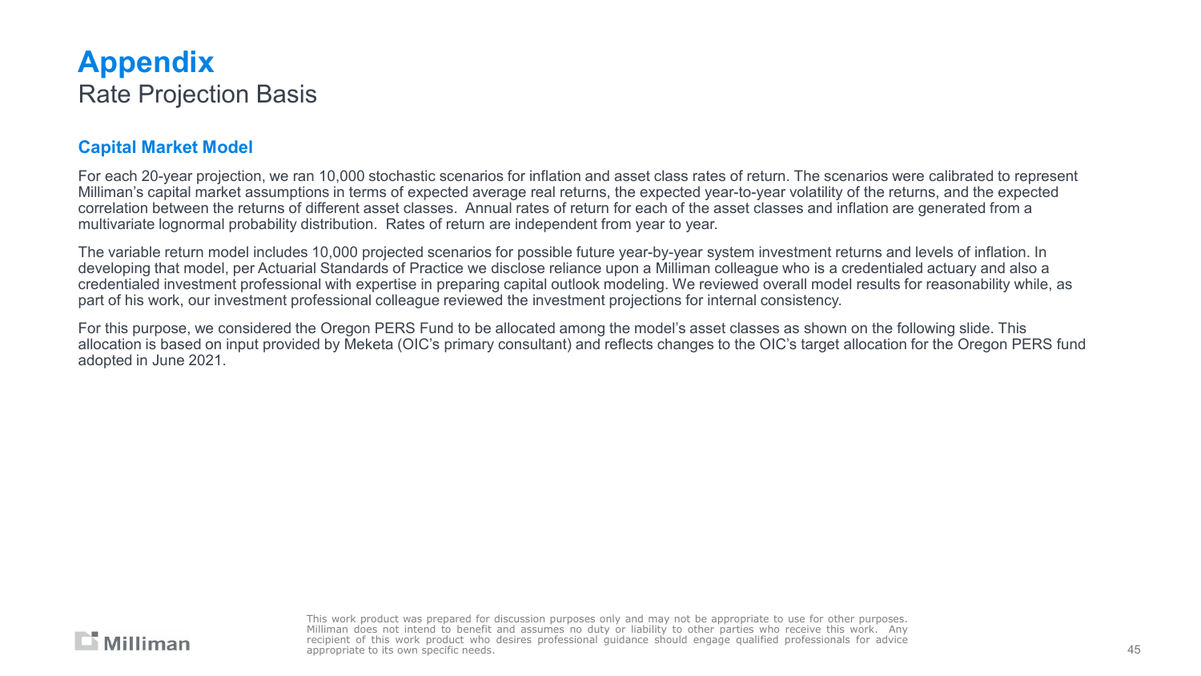# Appendix

## Rate Projection Basis

### Capital Market Model

For each 20-year projection, we ran 10,000 stochastic scenarios for inflation and asset class rates of return. The scenarios were calibrated to represent Milliman's capital market assumptions in terms of expected average real returns, the expected year-to-year volatility of the returns, and the expected correlation between the returns of different asset classes. Annual rates of return for each of the asset classes and inflation are generated from a multivariate lognormal probability distribution. Rates of return are independent from year to year.

The variable return model includes 10,000 projected scenarios for possible future year-by-year system investment returns and levels of inflation. In developing that model, per Actuarial Standards of Practice we disclose reliance upon a Milliman colleague who is a credentialed actuary and also a credentialed investment professional with expertise in preparing capital outlook modeling. We reviewed overall model results for reasonability while, as part of his work, our investment professional colleague reviewed the investment projections for internal consistency.

For this purpose, we considered the Oregon PERS Fund to be allocated among the model's asset classes as shown on the following slide. This allocation is based on input provided by Meketa (OIC's primary consultant) and reflects changes to the OIC's target allocation for the Oregon PERS fund adopted in June 2021.

This work product was prepared for discussion purposes only and may not be appropriate to use for other purposes. Milliman does not intend to benefit and assumes no duty or liability to other parties who receive this work. Any recipient of this work product who desires professional guidance should engage qualified professionals for advice appropriate to its own specific needs.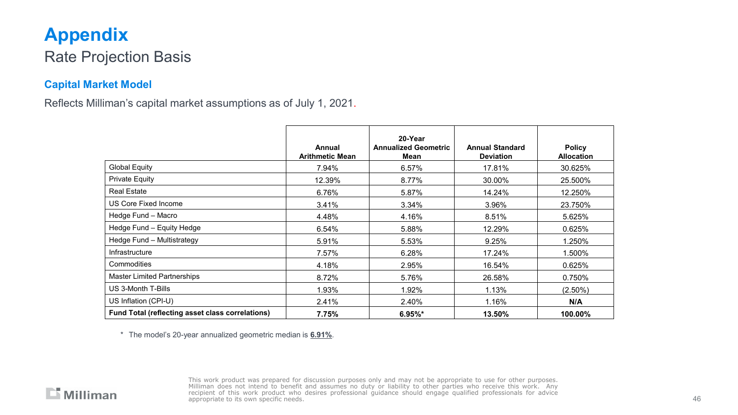# Appendix

## Rate Projection Basis

### Capital Market Model

Reflects Milliman's capital market assumptions as of July 1, 2021.

| | Annual Arithmetic Mean | 20-Year Annualized Geometric Mean | Annual Standard Deviation | Policy Allocation |
|---|---|---|---|---|
| Global Equity | 7.94% | 6.57% | 17.81% | 30.625% |
| Private Equity | 12.39% | 8.77% | 30.00% | 25.500% |
| Real Estate | 6.76% | 5.87% | 14.24% | 12.250% |
| US Core Fixed Income | 3.41% | 3.34% | 3.96% | 23.750% |
| Hedge Fund – Macro | 4.48% | 4.16% | 8.51% | 5.625% |
| Hedge Fund – Equity Hedge | 6.54% | 5.88% | 12.29% | 0.625% |
| Hedge Fund – Multistrategy | 5.91% | 5.53% | 9.25% | 1.250% |
| Infrastructure | 7.57% | 6.28% | 17.24% | 1.500% |
| Commodities | 4.18% | 2.95% | 16.54% | 0.625% |
| Master Limited Partnerships | 8.72% | 5.76% | 26.58% | 0.750% |
| US 3-Month T-Bills | 1.93% | 1.92% | 1.13% | (2.50%) |
| US Inflation (CPI-U) | 2.41% | 2.40% | 1.16% | **N/A** |
| **Fund Total (reflecting asset class correlations)** | **7.75%** | **6.95%*** | **13.50%** | **100.00%** |

\* The model's 20-year annualized geometric median is **6.91%**.

This work product was prepared for discussion purposes only and may not be appropriate to use for other purposes. Milliman does not intend to benefit and assumes no duty or liability to other parties who receive this work. Any recipient of this work product who desires professional guidance should engage qualified professionals for advice appropriate to its own specific needs.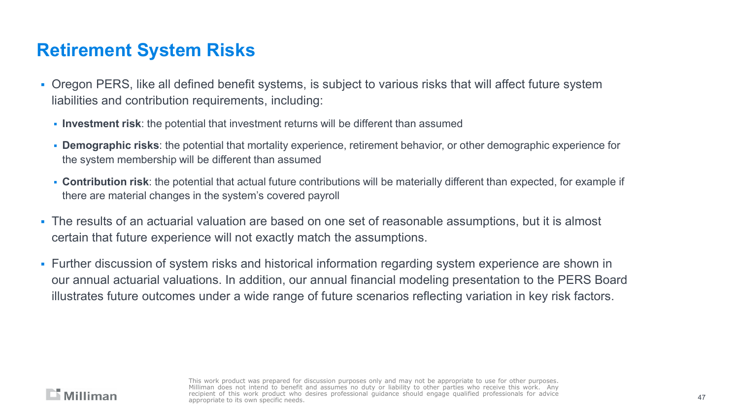# Retirement System Risks

- Oregon PERS, like all defined benefit systems, is subject to various risks that will affect future system liabilities and contribution requirements, including:
  - **Investment risk**: the potential that investment returns will be different than assumed
  - **Demographic risks**: the potential that mortality experience, retirement behavior, or other demographic experience for the system membership will be different than assumed
  - **Contribution risk**: the potential that actual future contributions will be materially different than expected, for example if there are material changes in the system's covered payroll
- The results of an actuarial valuation are based on one set of reasonable assumptions, but it is almost certain that future experience will not exactly match the assumptions.
- Further discussion of system risks and historical information regarding system experience are shown in our annual actuarial valuations. In addition, our annual financial modeling presentation to the PERS Board illustrates future outcomes under a wide range of future scenarios reflecting variation in key risk factors.

This work product was prepared for discussion purposes only and may not be appropriate to use for other purposes. Milliman does not intend to benefit and assumes no duty or liability to other parties who receive this work. Any recipient of this work product who desires professional guidance should engage qualified professionals for advice appropriate to its own specific needs.